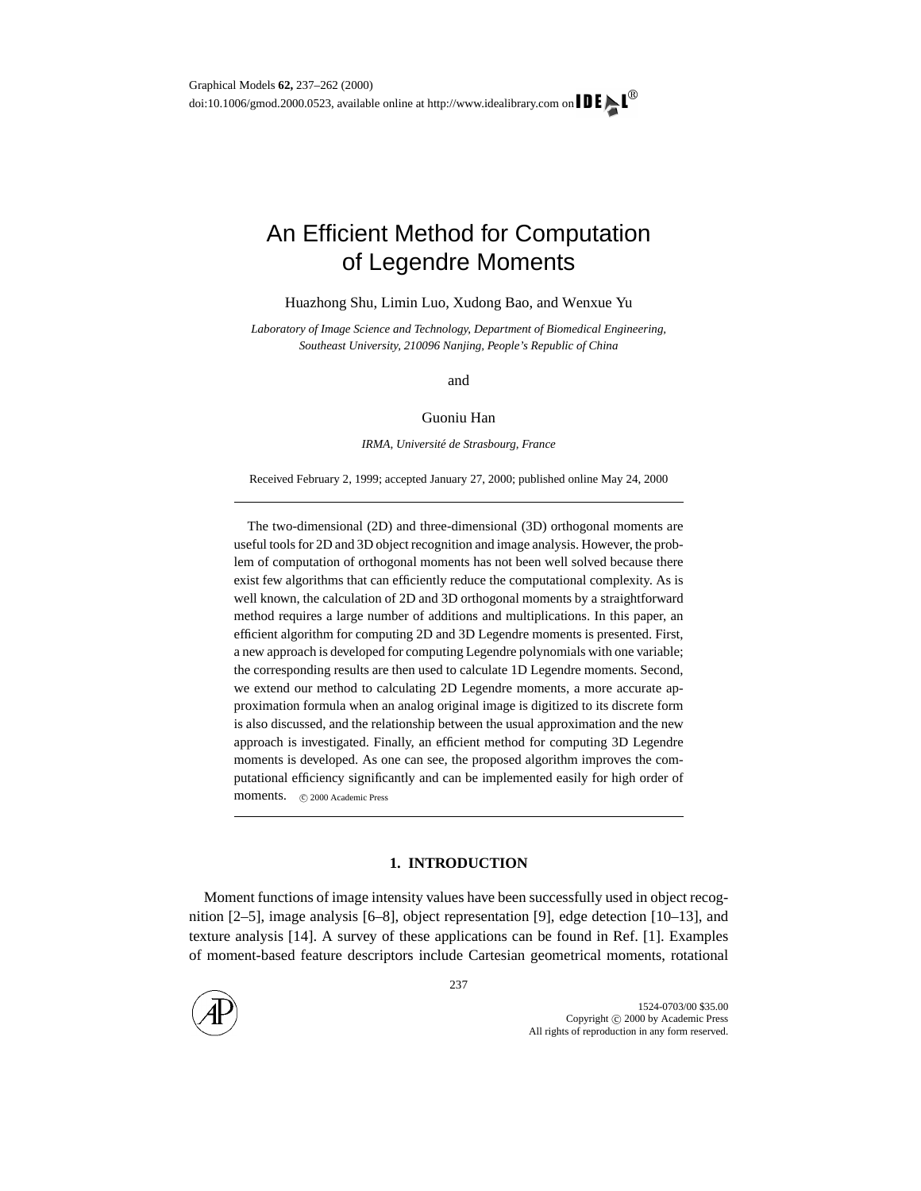Graphical Models **62,** 237–262 (2000)
doi:10.1006/gmod.2000.0523, available online at http://www.idealibrary.com on IDEAL®

# An Efficient Method for Computation of Legendre Moments

Huazhong Shu, Limin Luo, Xudong Bao, and Wenxue Yu

*Laboratory of Image Science and Technology, Department of Biomedical Engineering, Southeast University, 210096 Nanjing, People's Republic of China*

and

Guoniu Han

*IRMA, Université de Strasbourg, France*

Received February 2, 1999; accepted January 27, 2000; published online May 24, 2000

The two-dimensional (2D) and three-dimensional (3D) orthogonal moments are useful tools for 2D and 3D object recognition and image analysis. However, the problem of computation of orthogonal moments has not been well solved because there exist few algorithms that can efficiently reduce the computational complexity. As is well known, the calculation of 2D and 3D orthogonal moments by a straightforward method requires a large number of additions and multiplications. In this paper, an efficient algorithm for computing 2D and 3D Legendre moments is presented. First, a new approach is developed for computing Legendre polynomials with one variable; the corresponding results are then used to calculate 1D Legendre moments. Second, we extend our method to calculating 2D Legendre moments, a more accurate approximation formula when an analog original image is digitized to its discrete form is also discussed, and the relationship between the usual approximation and the new approach is investigated. Finally, an efficient method for computing 3D Legendre moments is developed. As one can see, the proposed algorithm improves the computational efficiency significantly and can be implemented easily for high order of moments. © 2000 Academic Press

## 1. INTRODUCTION

Moment functions of image intensity values have been successfully used in object recognition [2–5], image analysis [6–8], object representation [9], edge detection [10–13], and texture analysis [14]. A survey of these applications can be found in Ref. [1]. Examples of moment-based feature descriptors include Cartesian geometrical moments, rotational

1524-0703/00 $35.00
Copyright © 2000 by Academic Press
All rights of reproduction in any form reserved.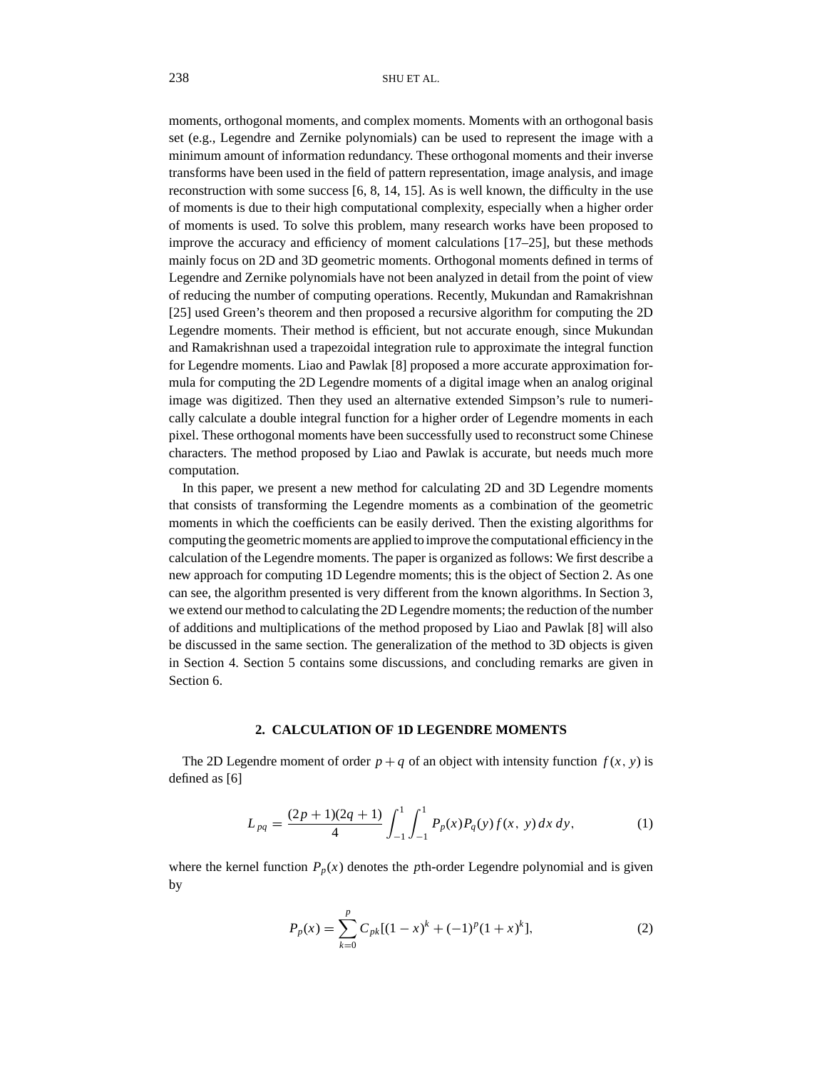moments, orthogonal moments, and complex moments. Moments with an orthogonal basis set (e.g., Legendre and Zernike polynomials) can be used to represent the image with a minimum amount of information redundancy. These orthogonal moments and their inverse transforms have been used in the field of pattern representation, image analysis, and image reconstruction with some success [6, 8, 14, 15]. As is well known, the difficulty in the use of moments is due to their high computational complexity, especially when a higher order of moments is used. To solve this problem, many research works have been proposed to improve the accuracy and efficiency of moment calculations [17–25], but these methods mainly focus on 2D and 3D geometric moments. Orthogonal moments defined in terms of Legendre and Zernike polynomials have not been analyzed in detail from the point of view of reducing the number of computing operations. Recently, Mukundan and Ramakrishnan [25] used Green's theorem and then proposed a recursive algorithm for computing the 2D Legendre moments. Their method is efficient, but not accurate enough, since Mukundan and Ramakrishnan used a trapezoidal integration rule to approximate the integral function for Legendre moments. Liao and Pawlak [8] proposed a more accurate approximation formula for computing the 2D Legendre moments of a digital image when an analog original image was digitized. Then they used an alternative extended Simpson's rule to numerically calculate a double integral function for a higher order of Legendre moments in each pixel. These orthogonal moments have been successfully used to reconstruct some Chinese characters. The method proposed by Liao and Pawlak is accurate, but needs much more computation.

In this paper, we present a new method for calculating 2D and 3D Legendre moments that consists of transforming the Legendre moments as a combination of the geometric moments in which the coefficients can be easily derived. Then the existing algorithms for computing the geometric moments are applied to improve the computational efficiency in the calculation of the Legendre moments. The paper is organized as follows: We first describe a new approach for computing 1D Legendre moments; this is the object of Section 2. As one can see, the algorithm presented is very different from the known algorithms. In Section 3, we extend our method to calculating the 2D Legendre moments; the reduction of the number of additions and multiplications of the method proposed by Liao and Pawlak [8] will also be discussed in the same section. The generalization of the method to 3D objects is given in Section 4. Section 5 contains some discussions, and concluding remarks are given in Section 6.

## 2. CALCULATION OF 1D LEGENDRE MOMENTS

The 2D Legendre moment of order $p+q$ of an object with intensity function $f(x, y)$ is defined as [6]

$$L_{pq} = \frac{(2p+1)(2q+1)}{4} \int_{-1}^{1} \int_{-1}^{1} P_p(x) P_q(y) f(x, y)\, dx\, dy, \tag{1}$$

where the kernel function $P_p(x)$ denotes the $p$th-order Legendre polynomial and is given by

$$P_p(x) = \sum_{k=0}^{p} C_{pk}[(1-x)^k + (-1)^p (1+x)^k], \tag{2}$$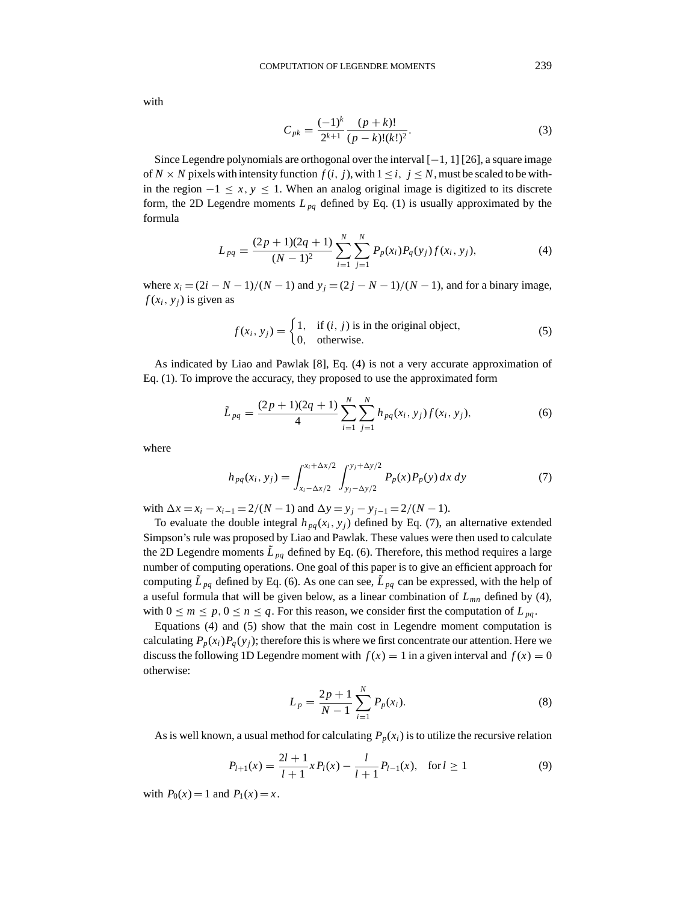with

$$C_{pk} = \frac{(-1)^k}{2^{k+1}} \frac{(p+k)!}{(p-k)!(k!)^2}. \tag{3}$$

Since Legendre polynomials are orthogonal over the interval $[-1, 1]$ [26], a square image of $N \times N$ pixels with intensity function $f(i, j)$, with $1 \leq i, \; j \leq N$, must be scaled to be within the region $-1 \leq x, y \leq 1$. When an analog original image is digitized to its discrete form, the 2D Legendre moments $L_{pq}$ defined by Eq. (1) is usually approximated by the formula

$$L_{pq} = \frac{(2p+1)(2q+1)}{(N-1)^2} \sum_{i=1}^{N} \sum_{j=1}^{N} P_p(x_i) P_q(y_j) f(x_i, y_j), \tag{4}$$

where $x_i = (2i - N - 1)/(N - 1)$ and $y_j = (2j - N - 1)/(N - 1)$, and for a binary image, $f(x_i, y_j)$ is given as

$$f(x_i, y_j) = \begin{cases} 1, & \text{if } (i, j) \text{ is in the original object}, \\ 0, & \text{otherwise}. \end{cases} \tag{5}$$

As indicated by Liao and Pawlak [8], Eq. (4) is not a very accurate approximation of Eq. (1). To improve the accuracy, they proposed to use the approximated form

$$\tilde{L}_{pq} = \frac{(2p+1)(2q+1)}{4} \sum_{i=1}^{N} \sum_{j=1}^{N} h_{pq}(x_i, y_j) f(x_i, y_j), \tag{6}$$

where

$$h_{pq}(x_i, y_j) = \int_{x_i - \Delta x/2}^{x_i + \Delta x/2} \int_{y_j - \Delta y/2}^{y_j + \Delta y/2} P_p(x) P_p(y) \, dx \, dy \tag{7}$$

with $\Delta x = x_i - x_{i-1} = 2/(N-1)$ and $\Delta y = y_j - y_{j-1} = 2/(N-1)$.

To evaluate the double integral $h_{pq}(x_i, y_j)$ defined by Eq. (7), an alternative extended Simpson's rule was proposed by Liao and Pawlak. These values were then used to calculate the 2D Legendre moments $\tilde{L}_{pq}$ defined by Eq. (6). Therefore, this method requires a large number of computing operations. One goal of this paper is to give an efficient approach for computing $\tilde{L}_{pq}$ defined by Eq. (6). As one can see, $\tilde{L}_{pq}$ can be expressed, with the help of a useful formula that will be given below, as a linear combination of $L_{mn}$ defined by (4), with $0 \leq m \leq p, 0 \leq n \leq q$. For this reason, we consider first the computation of $L_{pq}$.

Equations (4) and (5) show that the main cost in Legendre moment computation is calculating $P_p(x_i) P_q(y_j)$; therefore this is where we first concentrate our attention. Here we discuss the following 1D Legendre moment with $f(x) = 1$ in a given interval and $f(x) = 0$ otherwise:

$$L_p = \frac{2p+1}{N-1} \sum_{i=1}^{N} P_p(x_i). \tag{8}$$

As is well known, a usual method for calculating $P_p(x_i)$ is to utilize the recursive relation

$$P_{l+1}(x) = \frac{2l+1}{l+1} x P_l(x) - \frac{l}{l+1} P_{l-1}(x), \quad \text{for } l \geq 1 \tag{9}$$

with $P_0(x) = 1$ and $P_1(x) = x$.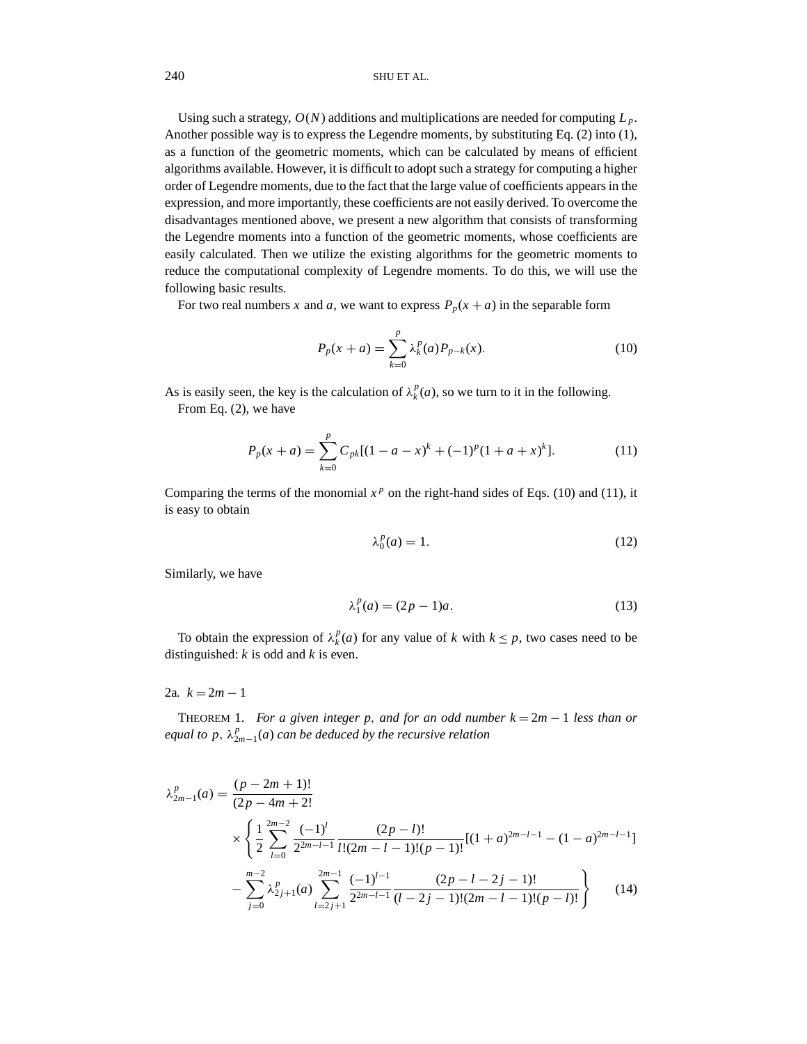Using such a strategy, $O(N)$ additions and multiplications are needed for computing $L_p$. Another possible way is to express the Legendre moments, by substituting Eq. (2) into (1), as a function of the geometric moments, which can be calculated by means of efficient algorithms available. However, it is difficult to adopt such a strategy for computing a higher order of Legendre moments, due to the fact that the large value of coefficients appears in the expression, and more importantly, these coefficients are not easily derived. To overcome the disadvantages mentioned above, we present a new algorithm that consists of transforming the Legendre moments into a function of the geometric moments, whose coefficients are easily calculated. Then we utilize the existing algorithms for the geometric moments to reduce the computational complexity of Legendre moments. To do this, we will use the following basic results.

For two real numbers $x$ and $a$, we want to express $P_p(x+a)$ in the separable form

$$P_p(x+a) = \sum_{k=0}^{p} \lambda_k^p(a) P_{p-k}(x). \tag{10}$$

As is easily seen, the key is the calculation of $\lambda_k^p(a)$, so we turn to it in the following.

From Eq. (2), we have

$$P_p(x+a) = \sum_{k=0}^{p} C_{pk}[(1-a-x)^k + (-1)^p(1+a+x)^k]. \tag{11}$$

Comparing the terms of the monomial $x^p$ on the right-hand sides of Eqs. (10) and (11), it is easy to obtain

$$\lambda_0^p(a) = 1. \tag{12}$$

Similarly, we have

$$\lambda_1^p(a) = (2p-1)a. \tag{13}$$

To obtain the expression of $\lambda_k^p(a)$ for any value of $k$ with $k \leq p$, two cases need to be distinguished: $k$ is odd and $k$ is even.

### 2a. $k = 2m - 1$

THEOREM 1. *For a given integer $p$, and for an odd number $k = 2m-1$ less than or equal to $p$, $\lambda_{2m-1}^p(a)$ can be deduced by the recursive relation*

$$\begin{aligned}
\lambda_{2m-1}^p(a) = \frac{(p-2m+1)!}{(2p-4m+2)!} \\
&\times \left\{ \frac{1}{2} \sum_{l=0}^{2m-2} \frac{(-1)^l}{2^{2m-l-1}} \frac{(2p-l)!}{l!(2m-l-1)!(p-1)!} [(1+a)^{2m-l-1} - (1-a)^{2m-l-1}] \right. \\
&\left. - \sum_{j=0}^{m-2} \lambda_{2j+1}^p(a) \sum_{l=2j+1}^{2m-1} \frac{(-1)^{l-1}}{2^{2m-l-1}} \frac{(2p-l-2j-1)!}{(l-2j-1)!(2m-l-1)!(p-l)!} \right\}
\end{aligned} \tag{14}$$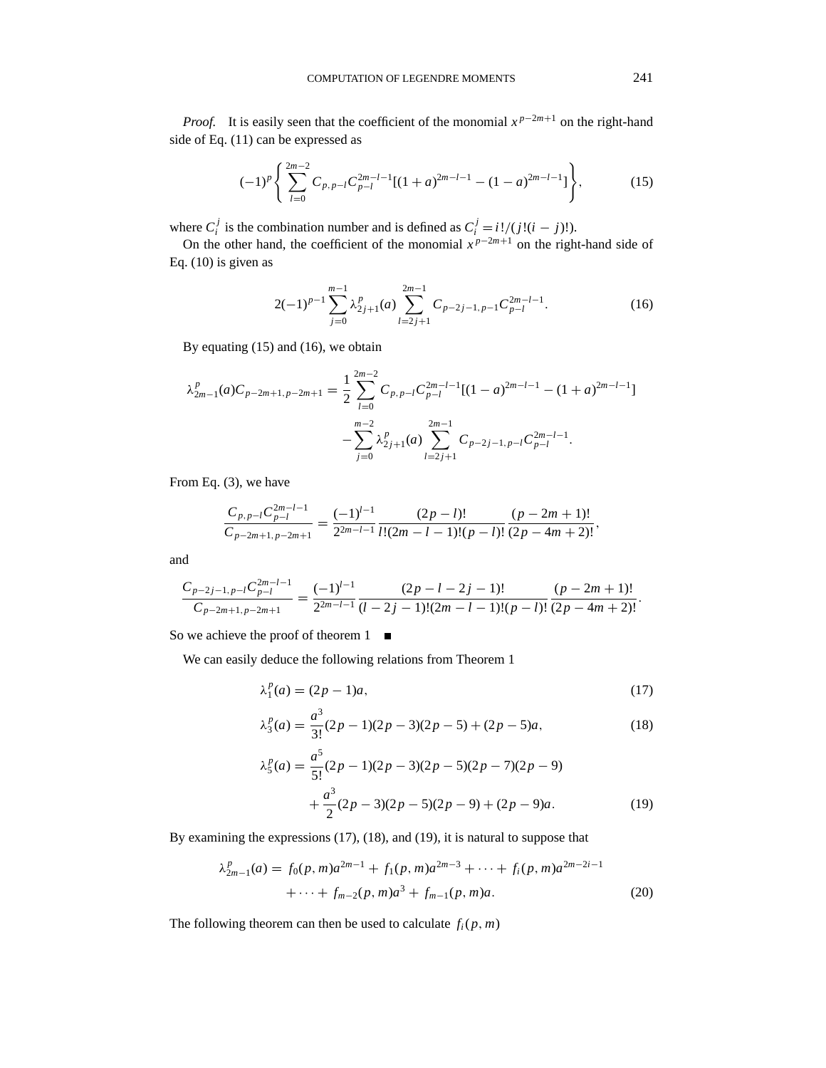*Proof.* It is easily seen that the coefficient of the monomial $x^{p-2m+1}$ on the right-hand side of Eq. (11) can be expressed as

$$(-1)^p \left\{ \sum_{l=0}^{2m-2} C_{p,p-l} C_{p-l}^{2m-l-1} [(1+a)^{2m-l-1} - (1-a)^{2m-l-1}] \right\}, \tag{15}$$

where $C_i^j$ is the combination number and is defined as $C_i^j = i!/(j!(i-j)!)$.

On the other hand, the coefficient of the monomial $x^{p-2m+1}$ on the right-hand side of Eq. (10) is given as

$$2(-1)^{p-1} \sum_{j=0}^{m-1} \lambda_{2j+1}^p(a) \sum_{l=2j+1}^{2m-1} C_{p-2j-1,p-l} C_{p-l}^{2m-l-1}. \tag{16}$$

By equating (15) and (16), we obtain

$$\begin{aligned}\lambda_{2m-1}^p(a) C_{p-2m+1,p-2m+1} = {} & \frac{1}{2} \sum_{l=0}^{2m-2} C_{p,p-l} C_{p-l}^{2m-l-1} [(1-a)^{2m-l-1} - (1+a)^{2m-l-1}] \\ & - \sum_{j=0}^{m-2} \lambda_{2j+1}^p(a) \sum_{l=2j+1}^{2m-1} C_{p-2j-1,p-l} C_{p-l}^{2m-l-1}.\end{aligned}$$

From Eq. (3), we have

$$\frac{C_{p,p-l} C_{p-l}^{2m-l-1}}{C_{p-2m+1,p-2m+1}} = \frac{(-1)^{l-1}}{2^{2m-l-1}} \frac{(2p-l)!}{l!(2m-l-1)!(p-l)!} \frac{(p-2m+1)!}{(2p-4m+2)!},$$

and

$$\frac{C_{p-2j-1,p-l} C_{p-l}^{2m-l-1}}{C_{p-2m+1,p-2m+1}} = \frac{(-1)^{l-1}}{2^{2m-l-1}} \frac{(2p-l-2j-1)!}{(l-2j-1)!(2m-l-1)!(p-l)!} \frac{(p-2m+1)!}{(2p-4m+2)!}.$$

So we achieve the proof of theorem 1 ■

We can easily deduce the following relations from Theorem 1

$$\lambda_1^p(a) = (2p-1)a, \tag{17}$$

$$\lambda_3^p(a) = \frac{a^3}{3!}(2p-1)(2p-3)(2p-5) + (2p-5)a, \tag{18}$$

$$\begin{aligned}\lambda_5^p(a) = {} & \frac{a^5}{5!}(2p-1)(2p-3)(2p-5)(2p-7)(2p-9) \\ & + \frac{a^3}{2}(2p-3)(2p-5)(2p-9) + (2p-9)a.\end{aligned} \tag{19}$$

By examining the expressions (17), (18), and (19), it is natural to suppose that

$$\begin{aligned}\lambda_{2m-1}^p(a) = {} & f_0(p,m)a^{2m-1} + f_1(p,m)a^{2m-3} + \cdots + f_i(p,m)a^{2m-2i-1} \\ & + \cdots + f_{m-2}(p,m)a^3 + f_{m-1}(p,m)a.\end{aligned} \tag{20}$$

The following theorem can then be used to calculate $f_i(p,m)$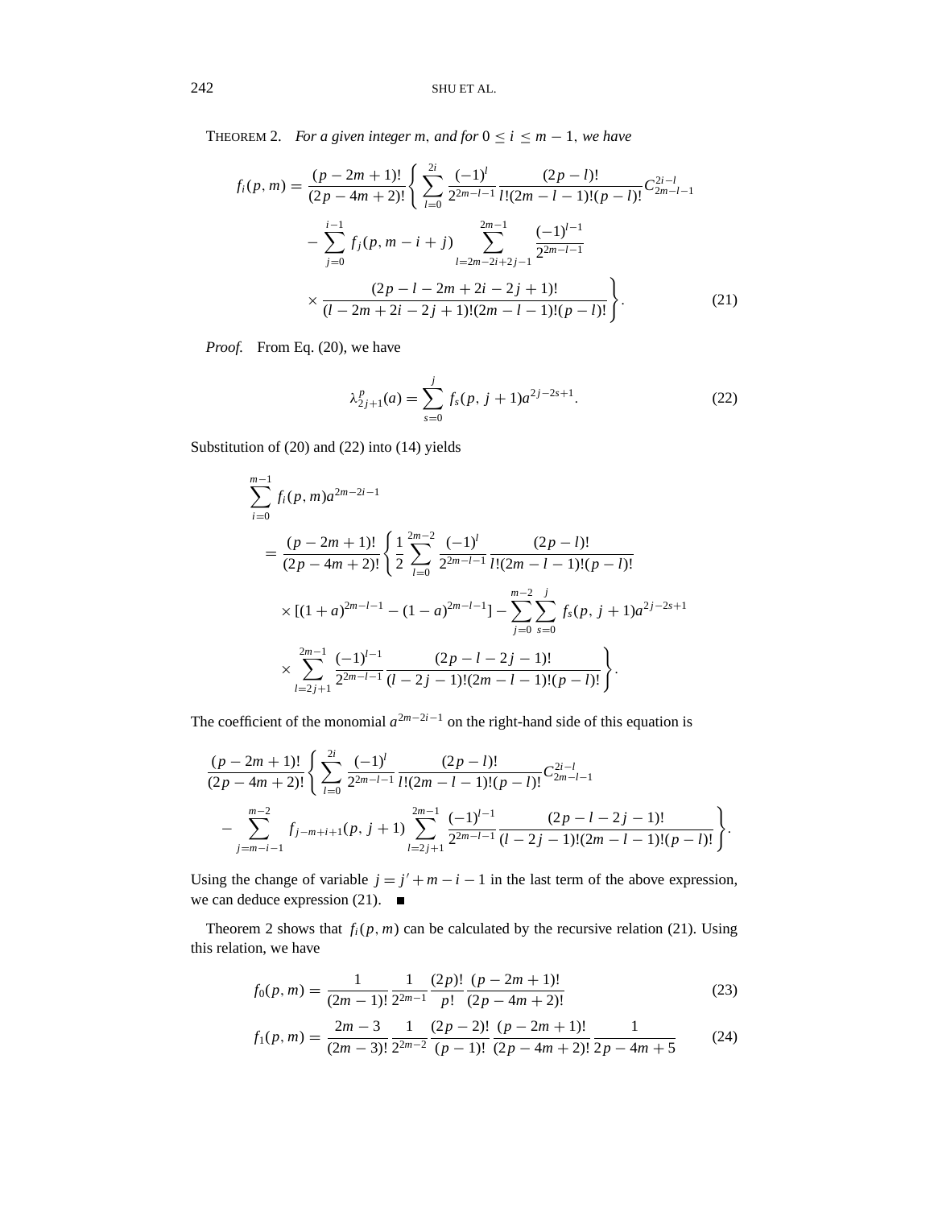THEOREM 2. *For a given integer $m$, and for $0 \le i \le m-1$, we have*

$$
\begin{aligned}
f_i(p,m) = \frac{(p-2m+1)!}{(2p-4m+2)!}\Bigg\{ & \sum_{l=0}^{2i} \frac{(-1)^l}{2^{2m-l-1}} \frac{(2p-l)!}{l!(2m-l-1)!(p-l)!} C_{2m-l-1}^{2i-l} \\
& - \sum_{j=0}^{i-1} f_j(p, m-i+j) \sum_{l=2m-2i+2j-1}^{2m-1} \frac{(-1)^{l-1}}{2^{2m-l-1}} \\
& \times \frac{(2p-l-2m+2i-2j+1)!}{(l-2m+2i-2j+1)!(2m-l-1)!(p-l)!} \Bigg\}. \qquad (21)
\end{aligned}
$$

*Proof.* From Eq. (20), we have

$$
\lambda_{2j+1}^{p}(a) = \sum_{s=0}^{j} f_s(p, j+1) a^{2j-2s+1}. \qquad (22)
$$

Substitution of (20) and (22) into (14) yields

$$
\begin{aligned}
& \sum_{i=0}^{m-1} f_i(p,m) a^{2m-2i-1} \\
& = \frac{(p-2m+1)!}{(2p-4m+2)!}\Bigg\{ \frac{1}{2} \sum_{l=0}^{2m-2} \frac{(-1)^l}{2^{2m-l-1}} \frac{(2p-l)!}{l!(2m-l-1)!(p-l)!} \\
& \quad \times [(1+a)^{2m-l-1} - (1-a)^{2m-l-1}] - \sum_{j=0}^{m-2} \sum_{s=0}^{j} f_s(p, j+1) a^{2j-2s+1} \\
& \quad \times \sum_{l=2j+1}^{2m-1} \frac{(-1)^{l-1}}{2^{2m-l-1}} \frac{(2p-l-2j-1)!}{(l-2j-1)!(2m-l-1)!(p-l)!} \Bigg\}.
\end{aligned}
$$

The coefficient of the monomial $a^{2m-2i-1}$ on the right-hand side of this equation is

$$
\begin{aligned}
& \frac{(p-2m+1)!}{(2p-4m+2)!}\Bigg\{ \sum_{l=0}^{2i} \frac{(-1)^l}{2^{2m-l-1}} \frac{(2p-l)!}{l!(2m-l-1)!(p-l)!} C_{2m-l-1}^{2i-l} \\
& - \sum_{j=m-i-1}^{m-2} f_{j-m+i+1}(p, j+1) \sum_{l=2j+1}^{2m-1} \frac{(-1)^{l-1}}{2^{2m-l-1}} \frac{(2p-l-2j-1)!}{(l-2j-1)!(2m-l-1)!(p-l)!} \Bigg\}.
\end{aligned}
$$

Using the change of variable $j = j' + m - i - 1$ in the last term of the above expression, we can deduce expression (21). ■

Theorem 2 shows that $f_i(p,m)$ can be calculated by the recursive relation (21). Using this relation, we have

$$
f_0(p,m) = \frac{1}{(2m-1)!} \frac{1}{2^{2m-1}} \frac{(2p)!}{p!} \frac{(p-2m+1)!}{(2p-4m+2)!} \qquad (23)
$$

$$
f_1(p,m) = \frac{2m-3}{(2m-3)!} \frac{1}{2^{2m-2}} \frac{(2p-2)!}{(p-1)!} \frac{(p-2m+1)!}{(2p-4m+2)!} \frac{1}{2p-4m+5} \qquad (24)
$$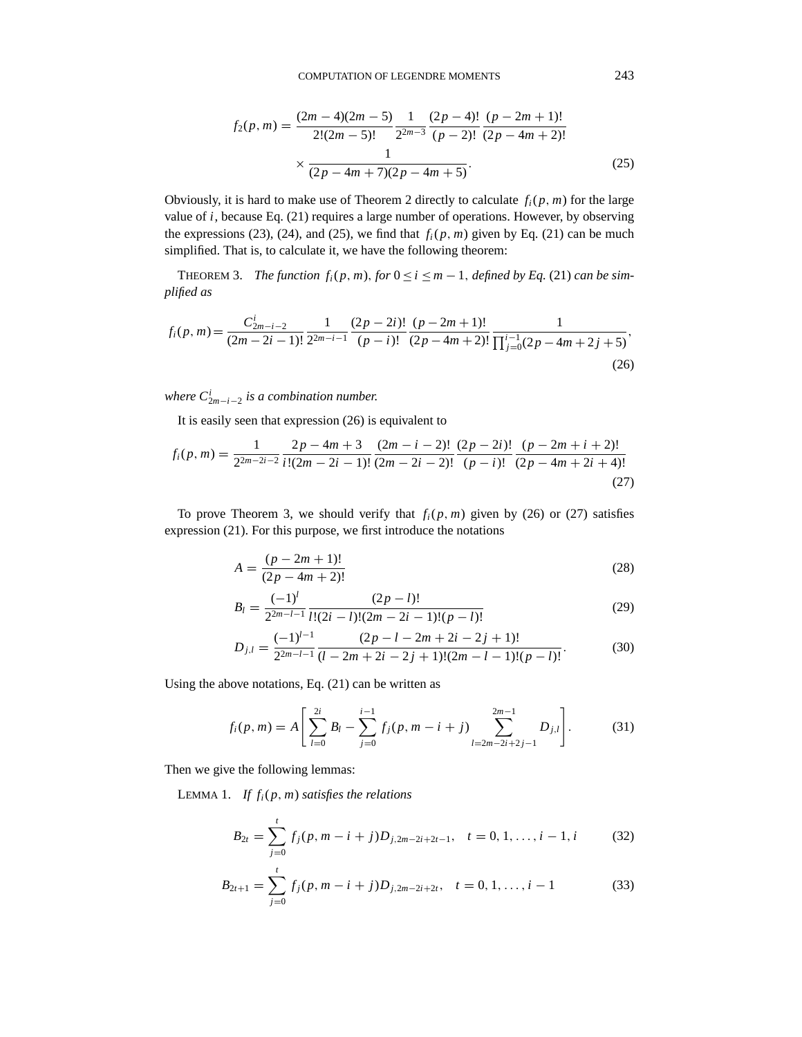$$f_2(p,m) = \frac{(2m-4)(2m-5)}{2!(2m-5)!}\frac{1}{2^{2m-3}}\frac{(2p-4)!}{(p-2)!}\frac{(p-2m+1)!}{(2p-4m+2)!}$$
$$\times \frac{1}{(2p-4m+7)(2p-4m+5)}. \tag{25}$$

Obviously, it is hard to make use of Theorem 2 directly to calculate $f_i(p,m)$ for the large value of $i$, because Eq. (21) requires a large number of operations. However, by observing the expressions (23), (24), and (25), we find that $f_i(p,m)$ given by Eq. (21) can be much simplified. That is, to calculate it, we have the following theorem:

THEOREM 3. *The function* $f_i(p,m)$, *for* $0 \le i \le m-1$, *defined by Eq.* (21) *can be simplified as*

$$f_i(p,m) = \frac{C_{2m-i-2}^{i}}{(2m-2i-1)!}\frac{1}{2^{2m-i-1}}\frac{(2p-2i)!}{(p-i)!}\frac{(p-2m+1)!}{(2p-4m+2)!}\frac{1}{\prod_{j=0}^{i-1}(2p-4m+2j+5)}, \tag{26}$$

*where* $C_{2m-i-2}^{i}$ *is a combination number.*

It is easily seen that expression (26) is equivalent to

$$f_i(p,m) = \frac{1}{2^{2m-2i-2}}\frac{2p-4m+3}{i!(2m-2i-1)!}\frac{(2m-i-2)!}{(2m-2i-2)!}\frac{(2p-2i)!}{(p-i)!}\frac{(p-2m+i+2)!}{(2p-4m+2i+4)!} \tag{27}$$

To prove Theorem 3, we should verify that $f_i(p,m)$ given by (26) or (27) satisfies expression (21). For this purpose, we first introduce the notations

$$A = \frac{(p-2m+1)!}{(2p-4m+2)!} \tag{28}$$

$$B_l = \frac{(-1)^l}{2^{2m-l-1}}\frac{(2p-l)!}{l!(2i-l)!(2m-2i-1)!(p-l)!} \tag{29}$$

$$D_{j,l} = \frac{(-1)^{l-1}}{2^{2m-l-1}}\frac{(2p-l-2m+2i-2j+1)!}{(l-2m+2i-2j+1)!(2m-l-1)!(p-l)!}. \tag{30}$$

Using the above notations, Eq. (21) can be written as

$$f_i(p,m) = A\left[\sum_{l=0}^{2i} B_l - \sum_{j=0}^{i-1} f_j(p,m-i+j)\sum_{l=2m-2i+2j-1}^{2m-1} D_{j,l}\right]. \tag{31}$$

Then we give the following lemmas:

LEMMA 1. *If* $f_i(p,m)$ *satisfies the relations*

$$B_{2t} = \sum_{j=0}^{t} f_j(p,m-i+j)D_{j,2m-2i+2t-1}, \quad t = 0,1,\ldots,i-1,i \tag{32}$$

$$B_{2t+1} = \sum_{j=0}^{t} f_j(p,m-i+j)D_{j,2m-2i+2t}, \quad t = 0,1,\ldots,i-1 \tag{33}$$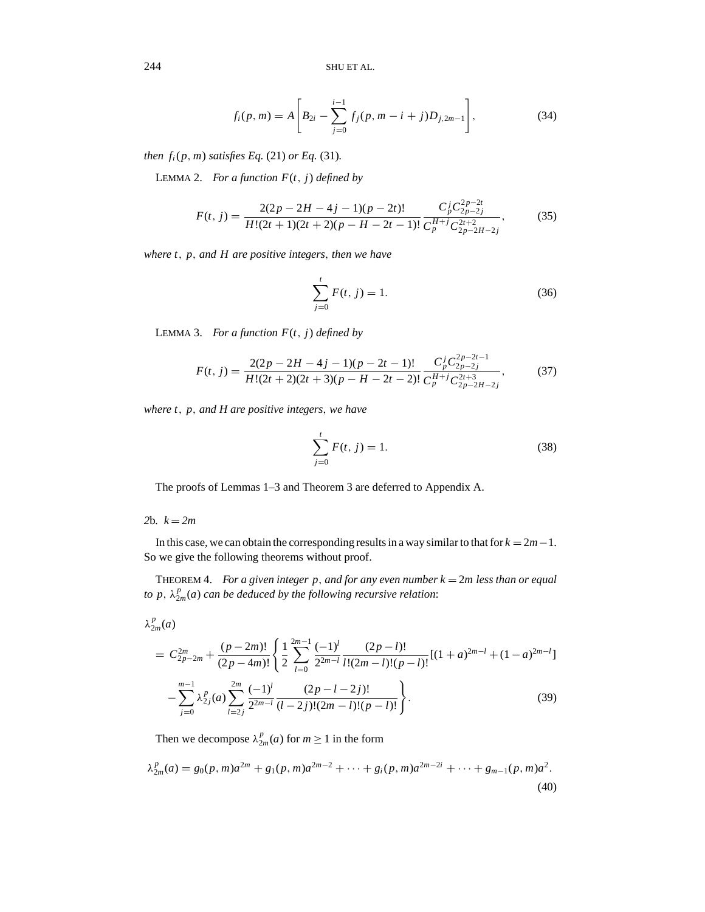$$f_i(p,m) = A\left[B_{2i} - \sum_{j=0}^{i-1} f_j(p, m-i+j) D_{j,2m-1}\right], \tag{34}$$

*then* $f_i(p,m)$ *satisfies Eq.* (21) *or Eq.* (31).

LEMMA 2. *For a function* $F(t,j)$ *defined by*

$$F(t,j) = \frac{2(2p-2H-4j-1)(p-2t)!}{H!(2t+1)(2t+2)(p-H-2t-1)!} \frac{C_p^j C_{2p-2j}^{2p-2t}}{C_p^{H+j} C_{2p-2H-2j}^{2t+2}}, \tag{35}$$

*where* $t$, $p$, *and* $H$ *are positive integers*, *then we have*

$$\sum_{j=0}^{t} F(t,j) = 1. \tag{36}$$

LEMMA 3. *For a function* $F(t,j)$ *defined by*

$$F(t,j) = \frac{2(2p-2H-4j-1)(p-2t-1)!}{H!(2t+2)(2t+3)(p-H-2t-2)!} \frac{C_p^j C_{2p-2j}^{2p-2t-1}}{C_p^{H+j} C_{2p-2H-2j}^{2t+3}}, \tag{37}$$

*where* $t$, $p$, *and* $H$ *are positive integers*, *we have*

$$\sum_{j=0}^{t} F(t,j) = 1. \tag{38}$$

The proofs of Lemmas 1–3 and Theorem 3 are deferred to Appendix A.

*2*b. $k = 2m$

In this case, we can obtain the corresponding results in a way similar to that for $k = 2m-1$. So we give the following theorems without proof.

THEOREM 4. *For a given integer* $p$, *and for any even number* $k = 2m$ *less than or equal to* $p$, $\lambda_{2m}^p(a)$ *can be deduced by the following recursive relation*:

$$\begin{aligned}
&\lambda_{2m}^p(a) \\
&= C_{2p-2m}^{2m} + \frac{(p-2m)!}{(2p-4m)!}\left\{\frac{1}{2}\sum_{l=0}^{2m-1}\frac{(-1)^l}{2^{2m-l}}\frac{(2p-l)!}{l!(2m-l)!(p-l)!}\left[(1+a)^{2m-l} + (1-a)^{2m-l}\right]\right. \\
&\quad \left. - \sum_{j=0}^{m-1}\lambda_{2j}^p(a)\sum_{l=2j}^{2m}\frac{(-1)^l}{2^{2m-l}}\frac{(2p-l-2j)!}{(l-2j)!(2m-l)!(p-l)!}\right\}.
\end{aligned} \tag{39}$$

Then we decompose $\lambda_{2m}^p(a)$ for $m \geq 1$ in the form

$$\lambda_{2m}^p(a) = g_0(p,m)a^{2m} + g_1(p,m)a^{2m-2} + \cdots + g_i(p,m)a^{2m-2i} + \cdots + g_{m-1}(p,m)a^2. \tag{40}$$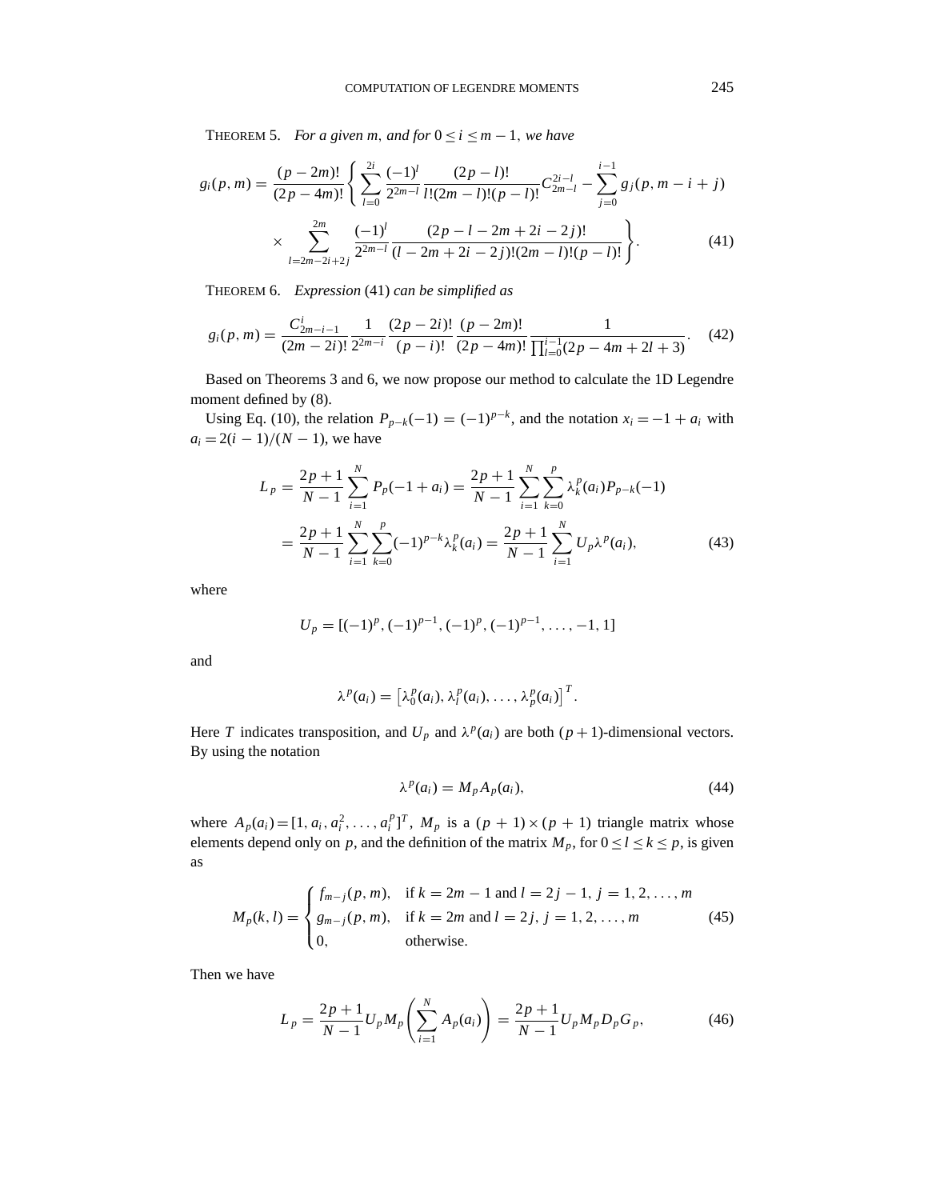THEOREM 5. *For a given $m$, and for $0 \leq i \leq m-1$, we have*

$$
g_i(p,m) = \frac{(p-2m)!}{(2p-4m)!}\left\{\sum_{l=0}^{2i}\frac{(-1)^l}{2^{2m-l}}\frac{(2p-l)!}{l!(2m-l)!(p-l)!}C_{2m-l}^{2i-l} - \sum_{j=0}^{i-1} g_j(p,m-i+j)\right.
$$

$$
\left.\times \sum_{l=2m-2i+2j}^{2m}\frac{(-1)^l}{2^{2m-l}}\frac{(2p-l-2m+2i-2j)!}{(l-2m+2i-2j)!(2m-l)!(p-l)!}\right\}. \tag{41}
$$

THEOREM 6. *Expression* (41) *can be simplified as*

$$
g_i(p,m) = \frac{C_{2m-i-1}^{i}}{(2m-2i)!}\frac{1}{2^{2m-i}}\frac{(2p-2i)!}{(p-i)!}\frac{(p-2m)!}{(2p-4m)!}\frac{1}{\prod_{l=0}^{i-1}(2p-4m+2l+3)}. \tag{42}
$$

Based on Theorems 3 and 6, we now propose our method to calculate the 1D Legendre moment defined by (8).

Using Eq. (10), the relation $P_{p-k}(-1) = (-1)^{p-k}$, and the notation $x_i = -1 + a_i$ with $a_i = 2(i-1)/(N-1)$, we have

$$
\begin{aligned}
L_p &= \frac{2p+1}{N-1}\sum_{i=1}^{N} P_p(-1+a_i) = \frac{2p+1}{N-1}\sum_{i=1}^{N}\sum_{k=0}^{p}\lambda_k^p(a_i)P_{p-k}(-1) \\
&= \frac{2p+1}{N-1}\sum_{i=1}^{N}\sum_{k=0}^{p}(-1)^{p-k}\lambda_k^p(a_i) = \frac{2p+1}{N-1}\sum_{i=1}^{N} U_p\lambda^p(a_i),
\end{aligned} \tag{43}
$$

where

$$
U_p = [(-1)^p, (-1)^{p-1}, (-1)^p, (-1)^{p-1}, \ldots, -1, 1]
$$

and

$$
\lambda^p(a_i) = \left[\lambda_0^p(a_i), \lambda_l^p(a_i), \ldots, \lambda_p^p(a_i)\right]^T.
$$

Here $T$ indicates transposition, and $U_p$ and $\lambda^p(a_i)$ are both $(p+1)$-dimensional vectors. By using the notation

$$
\lambda^p(a_i) = M_p A_p(a_i), \tag{44}
$$

where $A_p(a_i) = [1, a_i, a_i^2, \ldots, a_i^p]^T$, $M_p$ is a $(p+1)\times(p+1)$ triangle matrix whose elements depend only on $p$, and the definition of the matrix $M_p$, for $0 \leq l \leq k \leq p$, is given as

$$
M_p(k,l) = \begin{cases} f_{m-j}(p,m), & \text{if } k = 2m-1 \text{ and } l = 2j-1,\ j = 1,2,\ldots,m \\ g_{m-j}(p,m), & \text{if } k = 2m \text{ and } l = 2j,\ j = 1,2,\ldots,m \\ 0, & \text{otherwise.} \end{cases} \tag{45}
$$

Then we have

$$
L_p = \frac{2p+1}{N-1}U_p M_p\left(\sum_{i=1}^{N} A_p(a_i)\right) = \frac{2p+1}{N-1}U_p M_p D_p G_p, \tag{46}
$$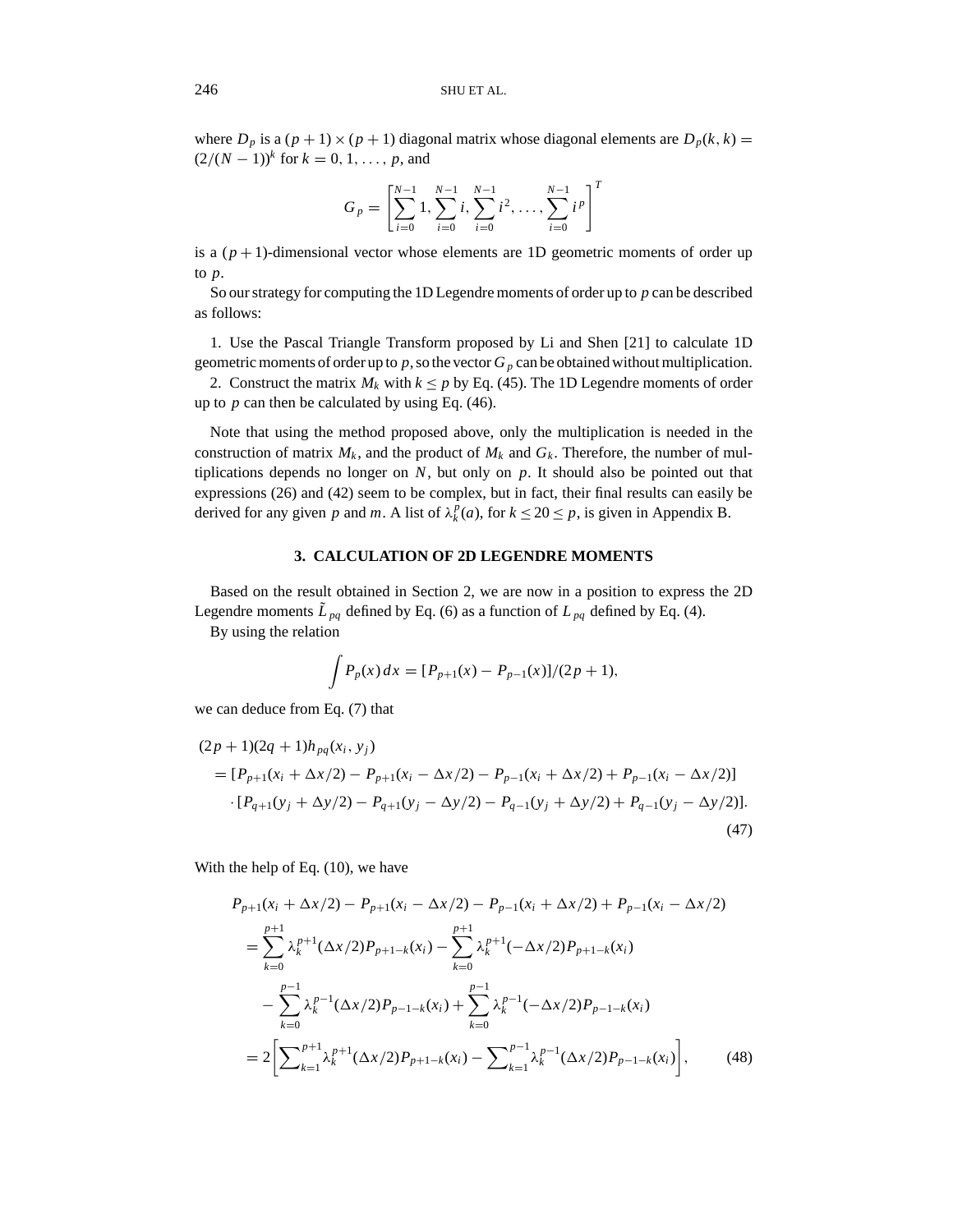where $D_p$ is a $(p+1) \times (p+1)$ diagonal matrix whose diagonal elements are $D_p(k,k) = (2/(N-1))^k$ for $k = 0, 1, \ldots, p$, and

$$G_p = \left[\sum_{i=0}^{N-1} 1, \sum_{i=0}^{N-1} i, \sum_{i=0}^{N-1} i^2, \ldots, \sum_{i=0}^{N-1} i^p\right]^T$$

is a $(p+1)$-dimensional vector whose elements are 1D geometric moments of order up to $p$.

So our strategy for computing the 1D Legendre moments of order up to $p$ can be described as follows:

1. Use the Pascal Triangle Transform proposed by Li and Shen [21] to calculate 1D geometric moments of order up to $p$, so the vector $G_p$ can be obtained without multiplication.
2. Construct the matrix $M_k$ with $k \leq p$ by Eq. (45). The 1D Legendre moments of order up to $p$ can then be calculated by using Eq. (46).

Note that using the method proposed above, only the multiplication is needed in the construction of matrix $M_k$, and the product of $M_k$ and $G_k$. Therefore, the number of multiplications depends no longer on $N$, but only on $p$. It should also be pointed out that expressions (26) and (42) seem to be complex, but in fact, their final results can easily be derived for any given $p$ and $m$. A list of $\lambda_k^p(a)$, for $k \leq 20 \leq p$, is given in Appendix B.

## 3. CALCULATION OF 2D LEGENDRE MOMENTS

Based on the result obtained in Section 2, we are now in a position to express the 2D Legendre moments $\tilde{L}_{pq}$ defined by Eq. (6) as a function of $L_{pq}$ defined by Eq. (4).

By using the relation

$$\int P_p(x)\,dx = [P_{p+1}(x) - P_{p-1}(x)]/(2p+1),$$

we can deduce from Eq. (7) that

$$\begin{aligned}
&(2p+1)(2q+1)h_{pq}(x_i, y_j) \\
&\quad = [P_{p+1}(x_i + \Delta x/2) - P_{p+1}(x_i - \Delta x/2) - P_{p-1}(x_i + \Delta x/2) + P_{p-1}(x_i - \Delta x/2)] \\
&\qquad \cdot [P_{q+1}(y_j + \Delta y/2) - P_{q+1}(y_j - \Delta y/2) - P_{q-1}(y_j + \Delta y/2) + P_{q-1}(y_j - \Delta y/2)].
\end{aligned} \tag{47}$$

With the help of Eq. (10), we have

$$\begin{aligned}
&P_{p+1}(x_i + \Delta x/2) - P_{p+1}(x_i - \Delta x/2) - P_{p-1}(x_i + \Delta x/2) + P_{p-1}(x_i - \Delta x/2) \\
&\quad = \sum_{k=0}^{p+1} \lambda_k^{p+1}(\Delta x/2) P_{p+1-k}(x_i) - \sum_{k=0}^{p+1} \lambda_k^{p+1}(-\Delta x/2) P_{p+1-k}(x_i) \\
&\qquad - \sum_{k=0}^{p-1} \lambda_k^{p-1}(\Delta x/2) P_{p-1-k}(x_i) + \sum_{k=0}^{p-1} \lambda_k^{p-1}(-\Delta x/2) P_{p-1-k}(x_i) \\
&\quad = 2\left[\sum_{k=1}^{p+1} \lambda_k^{p+1}(\Delta x/2) P_{p+1-k}(x_i) - \sum_{k=1}^{p-1} \lambda_k^{p-1}(\Delta x/2) P_{p-1-k}(x_i)\right],
\end{aligned} \tag{48}$$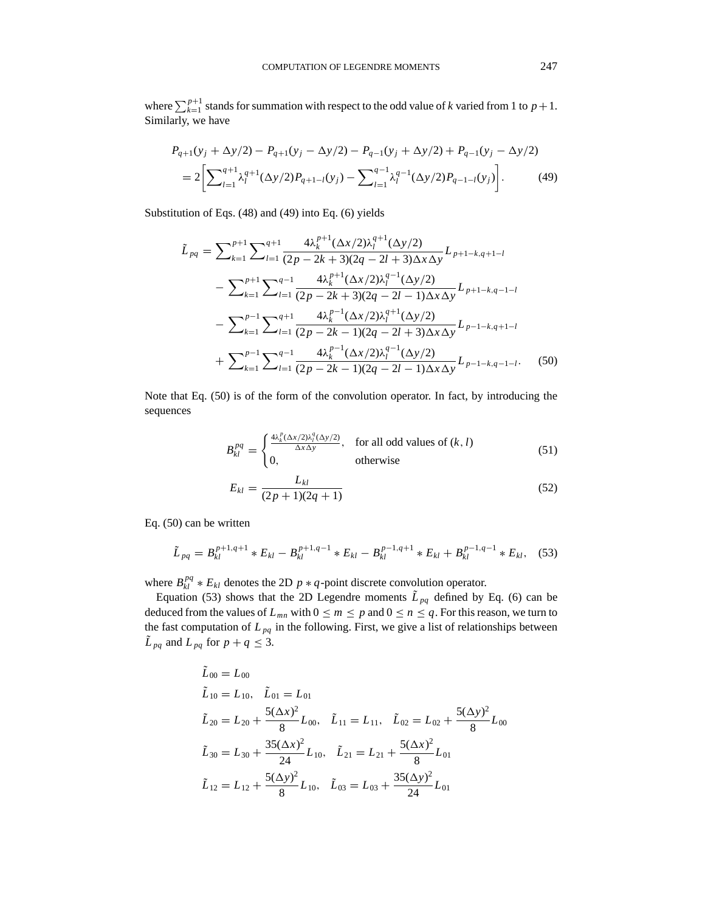where $\sum_{k=1}^{p+1}$ stands for summation with respect to the odd value of $k$ varied from 1 to $p+1$. Similarly, we have

$$
\begin{aligned}
&P_{q+1}(y_j + \Delta y/2) - P_{q+1}(y_j - \Delta y/2) - P_{q-1}(y_j + \Delta y/2) + P_{q-1}(y_j - \Delta y/2) \\
&= 2\left[\sum_{l=1}^{q+1} \lambda_l^{q+1}(\Delta y/2) P_{q+1-l}(y_j) - \sum_{l=1}^{q-1} \lambda_l^{q-1}(\Delta y/2) P_{q-1-l}(y_j)\right].
\end{aligned} \tag{49}
$$

Substitution of Eqs. (48) and (49) into Eq. (6) yields

$$
\begin{aligned}
\tilde{L}_{pq} &= \sum_{k=1}^{p+1} \sum_{l=1}^{q+1} \frac{4\lambda_k^{p+1}(\Delta x/2)\lambda_l^{q+1}(\Delta y/2)}{(2p-2k+3)(2q-2l+3)\Delta x \Delta y} L_{p+1-k,q+1-l} \\
&\quad - \sum_{k=1}^{p+1} \sum_{l=1}^{q-1} \frac{4\lambda_k^{p+1}(\Delta x/2)\lambda_l^{q-1}(\Delta y/2)}{(2p-2k+3)(2q-2l-1)\Delta x \Delta y} L_{p+1-k,q-1-l} \\
&\quad - \sum_{k=1}^{p-1} \sum_{l=1}^{q+1} \frac{4\lambda_k^{p-1}(\Delta x/2)\lambda_l^{q+1}(\Delta y/2)}{(2p-2k-1)(2q-2l+3)\Delta x \Delta y} L_{p-1-k,q+1-l} \\
&\quad + \sum_{k=1}^{p-1} \sum_{l=1}^{q-1} \frac{4\lambda_k^{p-1}(\Delta x/2)\lambda_l^{q-1}(\Delta y/2)}{(2p-2k-1)(2q-2l-1)\Delta x \Delta y} L_{p-1-k,q-1-l}.
\end{aligned} \tag{50}
$$

Note that Eq. (50) is of the form of the convolution operator. In fact, by introducing the sequences

$$
B_{kl}^{pq} = \begin{cases} \frac{4\lambda_k^p(\Delta x/2)\lambda_l^q(\Delta y/2)}{\Delta x \Delta y}, & \text{for all odd values of } (k,l) \\ 0, & \text{otherwise} \end{cases} \tag{51}
$$

$$
E_{kl} = \frac{L_{kl}}{(2p+1)(2q+1)} \tag{52}
$$

Eq. (50) can be written

$$
\tilde{L}_{pq} = B_{kl}^{p+1,q+1} * E_{kl} - B_{kl}^{p+1,q-1} * E_{kl} - B_{kl}^{p-1,q+1} * E_{kl} + B_{kl}^{p-1,q-1} * E_{kl}, \tag{53}
$$

where $B_{kl}^{pq} * E_{kl}$ denotes the 2D $p * q$-point discrete convolution operator.

Equation (53) shows that the 2D Legendre moments $\tilde{L}_{pq}$ defined by Eq. (6) can be deduced from the values of $L_{mn}$ with $0 \le m \le p$ and $0 \le n \le q$. For this reason, we turn to the fast computation of $L_{pq}$ in the following. First, we give a list of relationships between $\tilde{L}_{pq}$ and $L_{pq}$ for $p + q \le 3$.

$$
\begin{aligned}
&\tilde{L}_{00} = L_{00} \\
&\tilde{L}_{10} = L_{10}, \quad \tilde{L}_{01} = L_{01} \\
&\tilde{L}_{20} = L_{20} + \frac{5(\Delta x)^2}{8} L_{00}, \quad \tilde{L}_{11} = L_{11}, \quad \tilde{L}_{02} = L_{02} + \frac{5(\Delta y)^2}{8} L_{00} \\
&\tilde{L}_{30} = L_{30} + \frac{35(\Delta x)^2}{24} L_{10}, \quad \tilde{L}_{21} = L_{21} + \frac{5(\Delta x)^2}{8} L_{01} \\
&\tilde{L}_{12} = L_{12} + \frac{5(\Delta y)^2}{8} L_{10}, \quad \tilde{L}_{03} = L_{03} + \frac{35(\Delta y)^2}{24} L_{01}
\end{aligned}
$$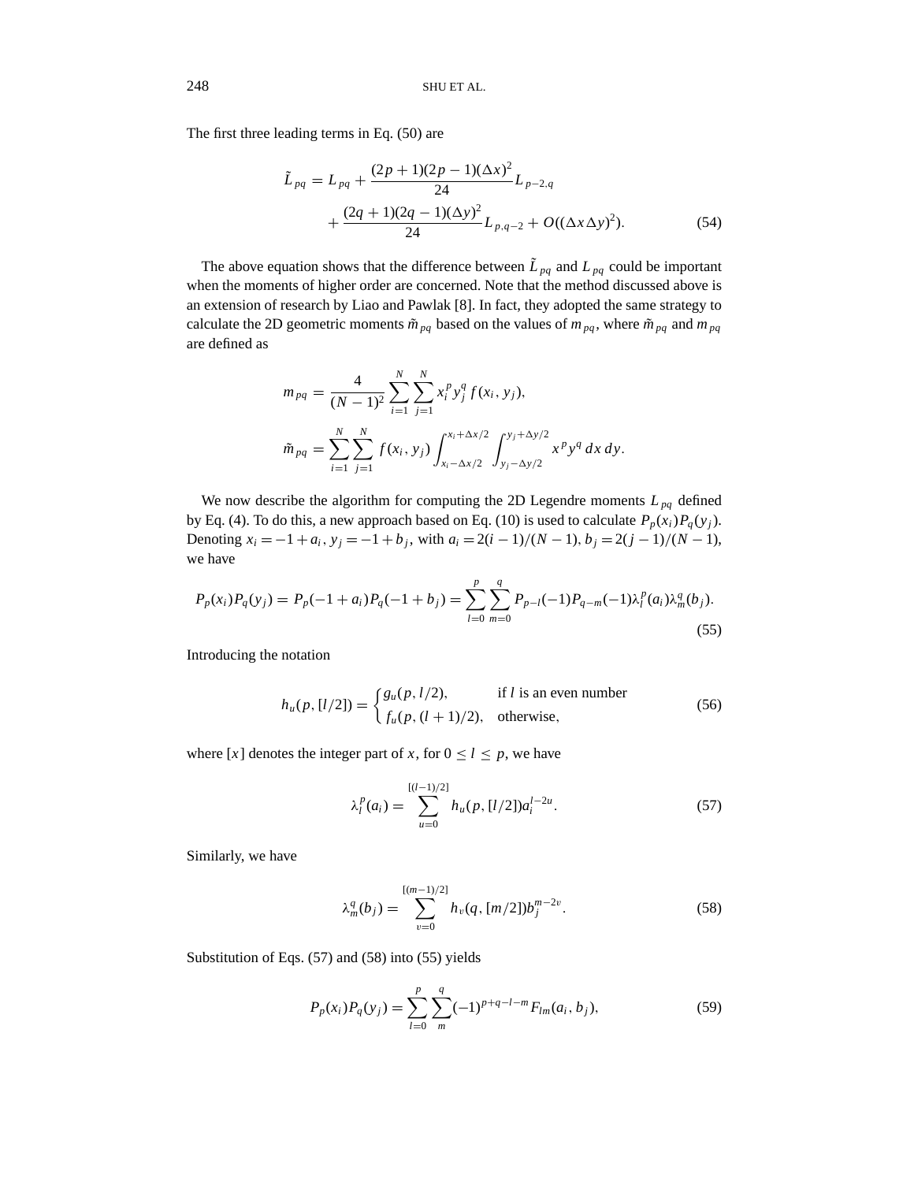The first three leading terms in Eq. (50) are

$$\tilde{L}_{pq} = L_{pq} + \frac{(2p+1)(2p-1)(\Delta x)^2}{24} L_{p-2,q} + \frac{(2q+1)(2q-1)(\Delta y)^2}{24} L_{p,q-2} + O((\Delta x \Delta y)^2). \tag{54}$$

The above equation shows that the difference between $\tilde{L}_{pq}$ and $L_{pq}$ could be important when the moments of higher order are concerned. Note that the method discussed above is an extension of research by Liao and Pawlak [8]. In fact, they adopted the same strategy to calculate the 2D geometric moments $\tilde{m}_{pq}$ based on the values of $m_{pq}$, where $\tilde{m}_{pq}$ and $m_{pq}$ are defined as

$$m_{pq} = \frac{4}{(N-1)^2} \sum_{i=1}^{N} \sum_{j=1}^{N} x_i^p y_j^q f(x_i, y_j),$$

$$\tilde{m}_{pq} = \sum_{i=1}^{N} \sum_{j=1}^{N} f(x_i, y_j) \int_{x_i - \Delta x/2}^{x_i + \Delta x/2} \int_{y_j - \Delta y/2}^{y_j + \Delta y/2} x^p y^q \, dx \, dy.$$

We now describe the algorithm for computing the 2D Legendre moments $L_{pq}$ defined by Eq. (4). To do this, a new approach based on Eq. (10) is used to calculate $P_p(x_i)P_q(y_j)$. Denoting $x_i = -1 + a_i$, $y_j = -1 + b_j$, with $a_i = 2(i-1)/(N-1)$, $b_j = 2(j-1)/(N-1)$, we have

$$P_p(x_i)P_q(y_j) = P_p(-1 + a_i)P_q(-1 + b_j) = \sum_{l=0}^{p} \sum_{m=0}^{q} P_{p-l}(-1)P_{q-m}(-1)\lambda_l^p(a_i)\lambda_m^q(b_j). \tag{55}$$

Introducing the notation

$$h_u(p, [l/2]) = \begin{cases} g_u(p, l/2), & \text{if } l \text{ is an even number} \\ f_u(p, (l+1)/2), & \text{otherwise}, \end{cases} \tag{56}$$

where $[x]$ denotes the integer part of $x$, for $0 \leq l \leq p$, we have

$$\lambda_l^p(a_i) = \sum_{u=0}^{[(l-1)/2]} h_u(p, [l/2]) a_i^{l-2u}. \tag{57}$$

Similarly, we have

$$\lambda_m^q(b_j) = \sum_{v=0}^{[(m-1)/2]} h_v(q, [m/2]) b_j^{m-2v}. \tag{58}$$

Substitution of Eqs. (57) and (58) into (55) yields

$$P_p(x_i)P_q(y_j) = \sum_{l=0}^{p} \sum_{m}^{q} (-1)^{p+q-l-m} F_{lm}(a_i, b_j), \tag{59}$$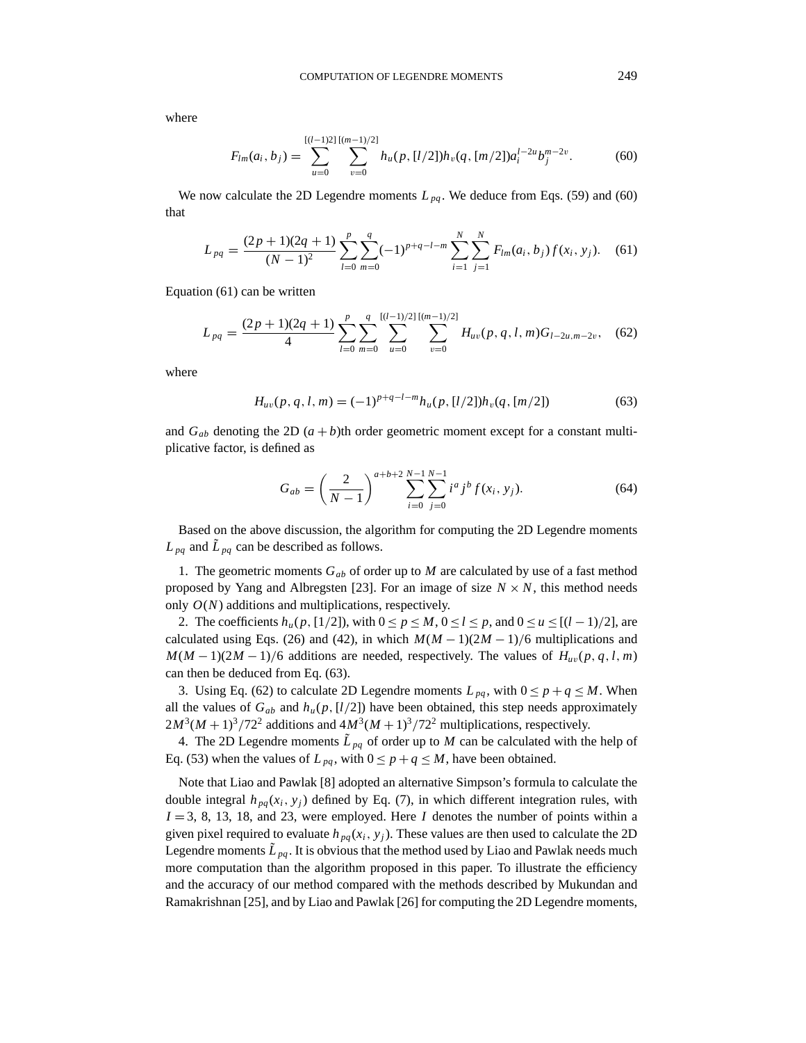where

$$F_{lm}(a_i, b_j) = \sum_{u=0}^{[(l-1)2]} \sum_{v=0}^{[(m-1)/2]} h_u(p, [l/2]) h_v(q, [m/2]) a_i^{l-2u} b_j^{m-2v}. \tag{60}$$

We now calculate the 2D Legendre moments $L_{pq}$. We deduce from Eqs. (59) and (60) that

$$L_{pq} = \frac{(2p+1)(2q+1)}{(N-1)^2} \sum_{l=0}^{p} \sum_{m=0}^{q} (-1)^{p+q-l-m} \sum_{i=1}^{N} \sum_{j=1}^{N} F_{lm}(a_i, b_j) f(x_i, y_j). \tag{61}$$

Equation (61) can be written

$$L_{pq} = \frac{(2p+1)(2q+1)}{4} \sum_{l=0}^{p} \sum_{m=0}^{q} \sum_{u=0}^{[(l-1)/2]} \sum_{v=0}^{[(m-1)/2]} H_{uv}(p, q, l, m) G_{l-2u, m-2v}, \tag{62}$$

where

$$H_{uv}(p, q, l, m) = (-1)^{p+q-l-m} h_u(p, [l/2]) h_v(q, [m/2]) \tag{63}$$

and $G_{ab}$ denoting the 2D $(a+b)$th order geometric moment except for a constant multiplicative factor, is defined as

$$G_{ab} = \left( \frac{2}{N-1} \right)^{a+b+2} \sum_{i=0}^{N-1} \sum_{j=0}^{N-1} i^a j^b f(x_i, y_j). \tag{64}$$

Based on the above discussion, the algorithm for computing the 2D Legendre moments $L_{pq}$ and $\tilde{L}_{pq}$ can be described as follows.

1. The geometric moments $G_{ab}$ of order up to $M$ are calculated by use of a fast method proposed by Yang and Albregsten [23]. For an image of size $N \times N$, this method needs only $O(N)$ additions and multiplications, respectively.

2. The coefficients $h_u(p, [1/2])$, with $0 \leq p \leq M$, $0 \leq l \leq p$, and $0 \leq u \leq [(l-1)/2]$, are calculated using Eqs. (26) and (42), in which $M(M-1)(2M-1)/6$ multiplications and $M(M-1)(2M-1)/6$ additions are needed, respectively. The values of $H_{uv}(p, q, l, m)$ can then be deduced from Eq. (63).

3. Using Eq. (62) to calculate 2D Legendre moments $L_{pq}$, with $0 \leq p+q \leq M$. When all the values of $G_{ab}$ and $h_u(p, [l/2])$ have been obtained, this step needs approximately $2M^3(M+1)^3/72^2$ additions and $4M^3(M+1)^3/72^2$ multiplications, respectively.

4. The 2D Legendre moments $\tilde{L}_{pq}$ of order up to $M$ can be calculated with the help of Eq. (53) when the values of $L_{pq}$, with $0 \leq p+q \leq M$, have been obtained.

Note that Liao and Pawlak [8] adopted an alternative Simpson's formula to calculate the double integral $h_{pq}(x_i, y_j)$ defined by Eq. (7), in which different integration rules, with $I = 3$, 8, 13, 18, and 23, were employed. Here $I$ denotes the number of points within a given pixel required to evaluate $h_{pq}(x_i, y_j)$. These values are then used to calculate the 2D Legendre moments $\tilde{L}_{pq}$. It is obvious that the method used by Liao and Pawlak needs much more computation than the algorithm proposed in this paper. To illustrate the efficiency and the accuracy of our method compared with the methods described by Mukundan and Ramakrishnan [25], and by Liao and Pawlak [26] for computing the 2D Legendre moments,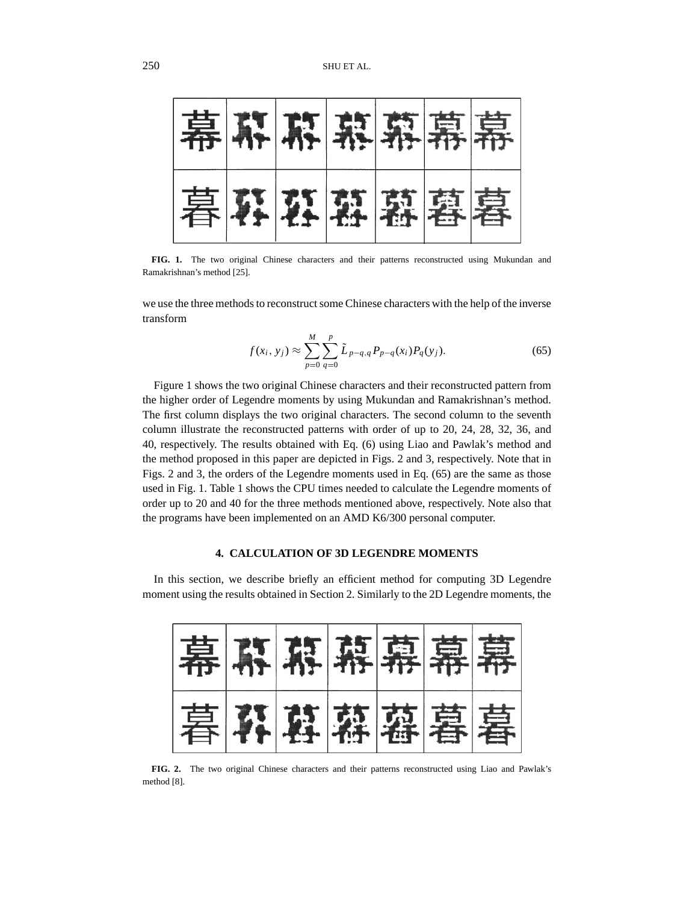FIG. 1. The two original Chinese characters and their patterns reconstructed using Mukundan and Ramakrishnan's method [25].

we use the three methods to reconstruct some Chinese characters with the help of the inverse transform

$$f(x_i, y_j) \approx \sum_{p=0}^{M} \sum_{q=0}^{p} \tilde{L}_{p-q,q} P_{p-q}(x_i) P_q(y_j). \tag{65}$$

Figure 1 shows the two original Chinese characters and their reconstructed pattern from the higher order of Legendre moments by using Mukundan and Ramakrishnan's method. The first column displays the two original characters. The second column to the seventh column illustrate the reconstructed patterns with order of up to 20, 24, 28, 32, 36, and 40, respectively. The results obtained with Eq. (6) using Liao and Pawlak's method and the method proposed in this paper are depicted in Figs. 2 and 3, respectively. Note that in Figs. 2 and 3, the orders of the Legendre moments used in Eq. (65) are the same as those used in Fig. 1. Table 1 shows the CPU times needed to calculate the Legendre moments of order up to 20 and 40 for the three methods mentioned above, respectively. Note also that the programs have been implemented on an AMD K6/300 personal computer.

## 4. CALCULATION OF 3D LEGENDRE MOMENTS

In this section, we describe briefly an efficient method for computing 3D Legendre moment using the results obtained in Section 2. Similarly to the 2D Legendre moments, the

FIG. 2. The two original Chinese characters and their patterns reconstructed using Liao and Pawlak's method [8].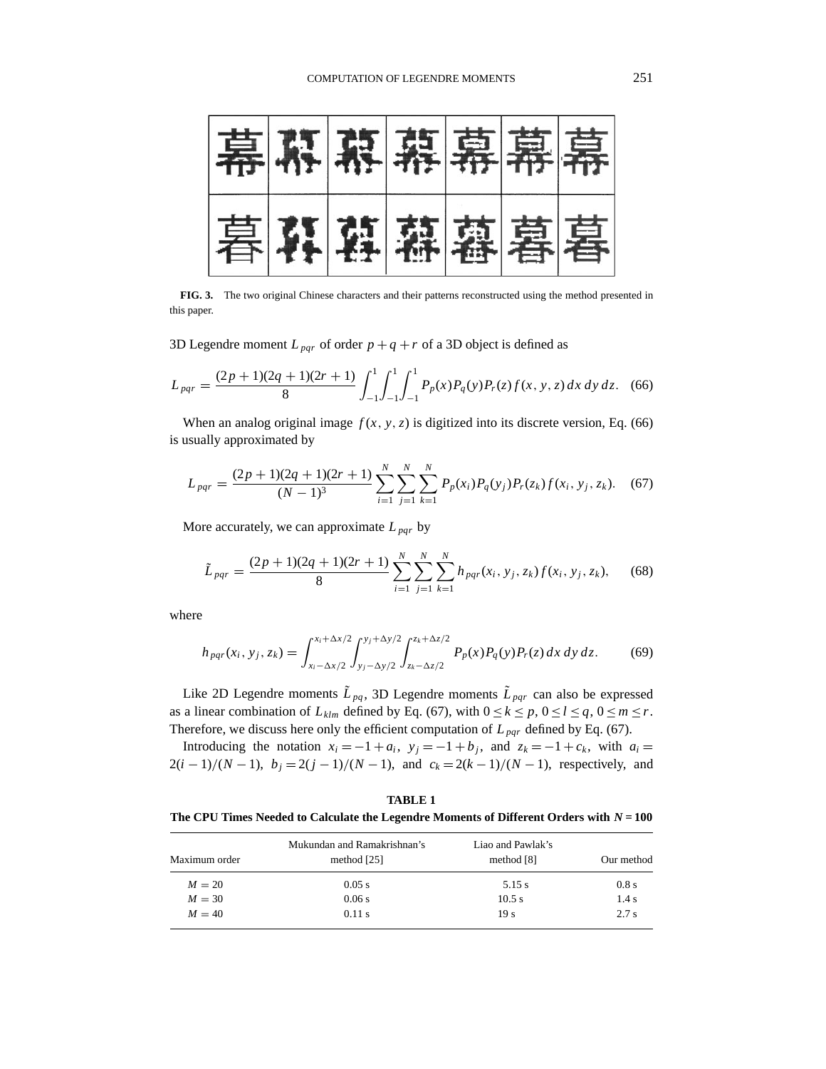**FIG. 3.** The two original Chinese characters and their patterns reconstructed using the method presented in this paper.

3D Legendre moment $L_{pqr}$ of order $p+q+r$ of a 3D object is defined as

$$L_{pqr} = \frac{(2p+1)(2q+1)(2r+1)}{8} \int_{-1}^{1}\int_{-1}^{1}\int_{-1}^{1} P_p(x)P_q(y)P_r(z) f(x,y,z)\, dx\, dy\, dz. \quad (66)$$

When an analog original image $f(x,y,z)$ is digitized into its discrete version, Eq. (66) is usually approximated by

$$L_{pqr} = \frac{(2p+1)(2q+1)(2r+1)}{(N-1)^3} \sum_{i=1}^{N}\sum_{j=1}^{N}\sum_{k=1}^{N} P_p(x_i)P_q(y_j)P_r(z_k) f(x_i,y_j,z_k). \quad (67)$$

More accurately, we can approximate $L_{pqr}$ by

$$\tilde{L}_{pqr} = \frac{(2p+1)(2q+1)(2r+1)}{8} \sum_{i=1}^{N}\sum_{j=1}^{N}\sum_{k=1}^{N} h_{pqr}(x_i,y_j,z_k) f(x_i,y_j,z_k), \quad (68)$$

where

$$h_{pqr}(x_i,y_j,z_k) = \int_{x_i-\Delta x/2}^{x_i+\Delta x/2}\int_{y_j-\Delta y/2}^{y_j+\Delta y/2}\int_{z_k-\Delta z/2}^{z_k+\Delta z/2} P_p(x)P_q(y)P_r(z)\, dx\, dy\, dz. \quad (69)$$

Like 2D Legendre moments $\tilde{L}_{pq}$, 3D Legendre moments $\tilde{L}_{pqr}$ can also be expressed as a linear combination of $L_{klm}$ defined by Eq. (67), with $0 \le k \le p$, $0 \le l \le q$, $0 \le m \le r$. Therefore, we discuss here only the efficient computation of $L_{pqr}$ defined by Eq. (67).

Introducing the notation $x_i = -1 + a_i$, $y_j = -1 + b_j$, and $z_k = -1 + c_k$, with $a_i = 2(i-1)/(N-1)$, $b_j = 2(j-1)/(N-1)$, and $c_k = 2(k-1)/(N-1)$, respectively, and

**TABLE 1**
**The CPU Times Needed to Calculate the Legendre Moments of Different Orders with $N = 100$**

| Maximum order | Mukundan and Ramakrishnan's method [25] | Liao and Pawlak's method [8] | Our method |
|---|---|---|---|
| $M = 20$ | 0.05 s | 5.15 s | 0.8 s |
| $M = 30$ | 0.06 s | 10.5 s | 1.4 s |
| $M = 40$ | 0.11 s | 19 s | 2.7 s |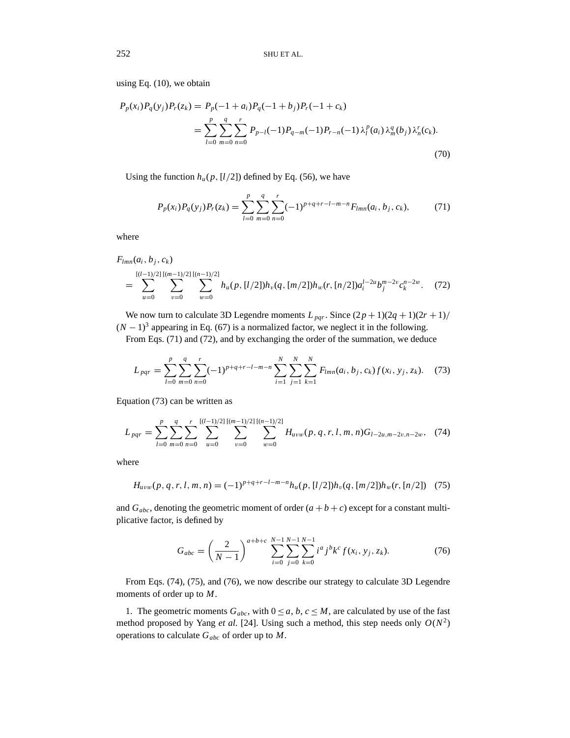using Eq. (10), we obtain

$$
\begin{aligned}
P_p(x_i)P_q(y_j)P_r(z_k) &= P_p(-1+a_i)P_q(-1+b_j)P_r(-1+c_k) \\
&= \sum_{l=0}^{p}\sum_{m=0}^{q}\sum_{n=0}^{r} P_{p-l}(-1)P_{q-m}(-1)P_{r-n}(-1)\,\lambda_l^p(a_i)\,\lambda_m^q(b_j)\,\lambda_n^r(c_k).
\end{aligned}
\tag{70}
$$

Using the function $h_u(p,[l/2])$ defined by Eq. (56), we have

$$
P_p(x_i)P_q(y_j)P_r(z_k) = \sum_{l=0}^{p}\sum_{m=0}^{q}\sum_{n=0}^{r}(-1)^{p+q+r-l-m-n}F_{lmn}(a_i,b_j,c_k), \tag{71}
$$

where

$$
\begin{aligned}
&F_{lmn}(a_i,b_j,c_k) \\
&\quad= \sum_{u=0}^{[(l-1)/2]}\sum_{v=0}^{[(m-1)/2]}\sum_{w=0}^{[(n-1)/2]} h_u(p,[l/2])h_v(q,[m/2])h_w(r,[n/2])a_i^{l-2u}b_j^{m-2v}c_k^{n-2w}.
\end{aligned}
\tag{72}
$$

We now turn to calculate 3D Legendre moments $L_{pqr}$. Since $(2p+1)(2q+1)(2r+1)/(N-1)^3$ appearing in Eq. (67) is a normalized factor, we neglect it in the following.

From Eqs. (71) and (72), and by exchanging the order of the summation, we deduce

$$
L_{pqr} = \sum_{l=0}^{p}\sum_{m=0}^{q}\sum_{n=0}^{r}(-1)^{p+q+r-l-m-n}\sum_{i=1}^{N}\sum_{j=1}^{N}\sum_{k=1}^{N}F_{lmn}(a_i,b_j,c_k)f(x_i,y_j,z_k). \tag{73}
$$

Equation (73) can be written as

$$
L_{pqr} = \sum_{l=0}^{p}\sum_{m=0}^{q}\sum_{n=0}^{r}\sum_{u=0}^{[(l-1)/2]}\sum_{v=0}^{[(m-1)/2]}\sum_{w=0}^{[(n-1)/2]} H_{uvw}(p,q,r,l,m,n)G_{l-2u,m-2v,n-2w}, \tag{74}
$$

where

$$
H_{uvw}(p,q,r,l,m,n) = (-1)^{p+q+r-l-m-n}h_u(p,[l/2])h_v(q,[m/2])h_w(r,[n/2]) \tag{75}
$$

and $G_{abc}$, denoting the geometric moment of order $(a+b+c)$ except for a constant multiplicative factor, is defined by

$$
G_{abc} = \left(\frac{2}{N-1}\right)^{a+b+c}\sum_{i=0}^{N-1}\sum_{j=0}^{N-1}\sum_{k=0}^{N-1} i^a j^b k^c f(x_i,y_j,z_k). \tag{76}
$$

From Eqs. (74), (75), and (76), we now describe our strategy to calculate 3D Legendre moments of order up to $M$.

1. The geometric moments $G_{abc}$, with $0 \le a, b, c \le M$, are calculated by use of the fast method proposed by Yang *et al.* [24]. Using such a method, this step needs only $O(N^2)$ operations to calculate $G_{abc}$ of order up to $M$.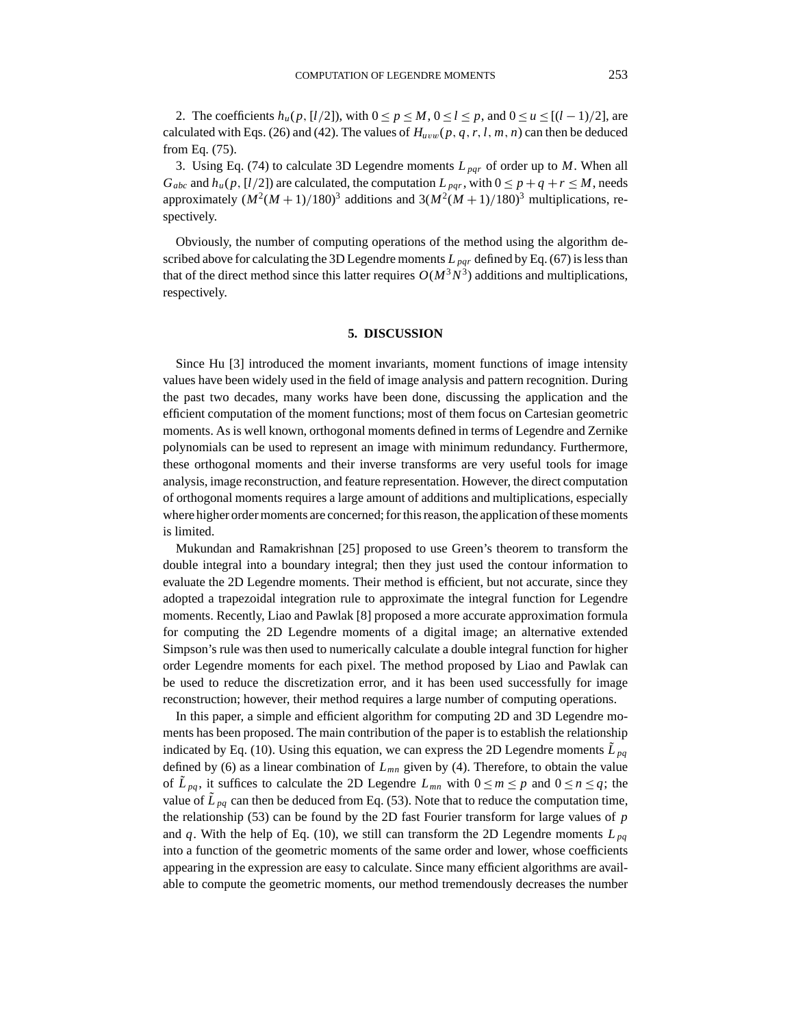2. The coefficients $h_u(p, [l/2])$, with $0 \leq p \leq M$, $0 \leq l \leq p$, and $0 \leq u \leq [(l-1)/2]$, are calculated with Eqs. (26) and (42). The values of $H_{uvw}(p, q, r, l, m, n)$ can then be deduced from Eq. (75).

3. Using Eq. (74) to calculate 3D Legendre moments $L_{pqr}$ of order up to $M$. When all $G_{abc}$ and $h_u(p, [l/2])$ are calculated, the computation $L_{pqr}$, with $0 \leq p+q+r \leq M$, needs approximately $(M^2(M+1)/180)^3$ additions and $3(M^2(M+1)/180)^3$ multiplications, respectively.

Obviously, the number of computing operations of the method using the algorithm described above for calculating the 3D Legendre moments $L_{pqr}$ defined by Eq. (67) is less than that of the direct method since this latter requires $O(M^3N^3)$ additions and multiplications, respectively.

## 5. DISCUSSION

Since Hu [3] introduced the moment invariants, moment functions of image intensity values have been widely used in the field of image analysis and pattern recognition. During the past two decades, many works have been done, discussing the application and the efficient computation of the moment functions; most of them focus on Cartesian geometric moments. As is well known, orthogonal moments defined in terms of Legendre and Zernike polynomials can be used to represent an image with minimum redundancy. Furthermore, these orthogonal moments and their inverse transforms are very useful tools for image analysis, image reconstruction, and feature representation. However, the direct computation of orthogonal moments requires a large amount of additions and multiplications, especially where higher order moments are concerned; for this reason, the application of these moments is limited.

Mukundan and Ramakrishnan [25] proposed to use Green's theorem to transform the double integral into a boundary integral; then they just used the contour information to evaluate the 2D Legendre moments. Their method is efficient, but not accurate, since they adopted a trapezoidal integration rule to approximate the integral function for Legendre moments. Recently, Liao and Pawlak [8] proposed a more accurate approximation formula for computing the 2D Legendre moments of a digital image; an alternative extended Simpson's rule was then used to numerically calculate a double integral function for higher order Legendre moments for each pixel. The method proposed by Liao and Pawlak can be used to reduce the discretization error, and it has been used successfully for image reconstruction; however, their method requires a large number of computing operations.

In this paper, a simple and efficient algorithm for computing 2D and 3D Legendre moments has been proposed. The main contribution of the paper is to establish the relationship indicated by Eq. (10). Using this equation, we can express the 2D Legendre moments $\tilde{L}_{pq}$ defined by (6) as a linear combination of $L_{mn}$ given by (4). Therefore, to obtain the value of $\tilde{L}_{pq}$, it suffices to calculate the 2D Legendre $L_{mn}$ with $0 \leq m \leq p$ and $0 \leq n \leq q$; the value of $\tilde{L}_{pq}$ can then be deduced from Eq. (53). Note that to reduce the computation time, the relationship (53) can be found by the 2D fast Fourier transform for large values of $p$ and $q$. With the help of Eq. (10), we still can transform the 2D Legendre moments $L_{pq}$ into a function of the geometric moments of the same order and lower, whose coefficients appearing in the expression are easy to calculate. Since many efficient algorithms are available to compute the geometric moments, our method tremendously decreases the number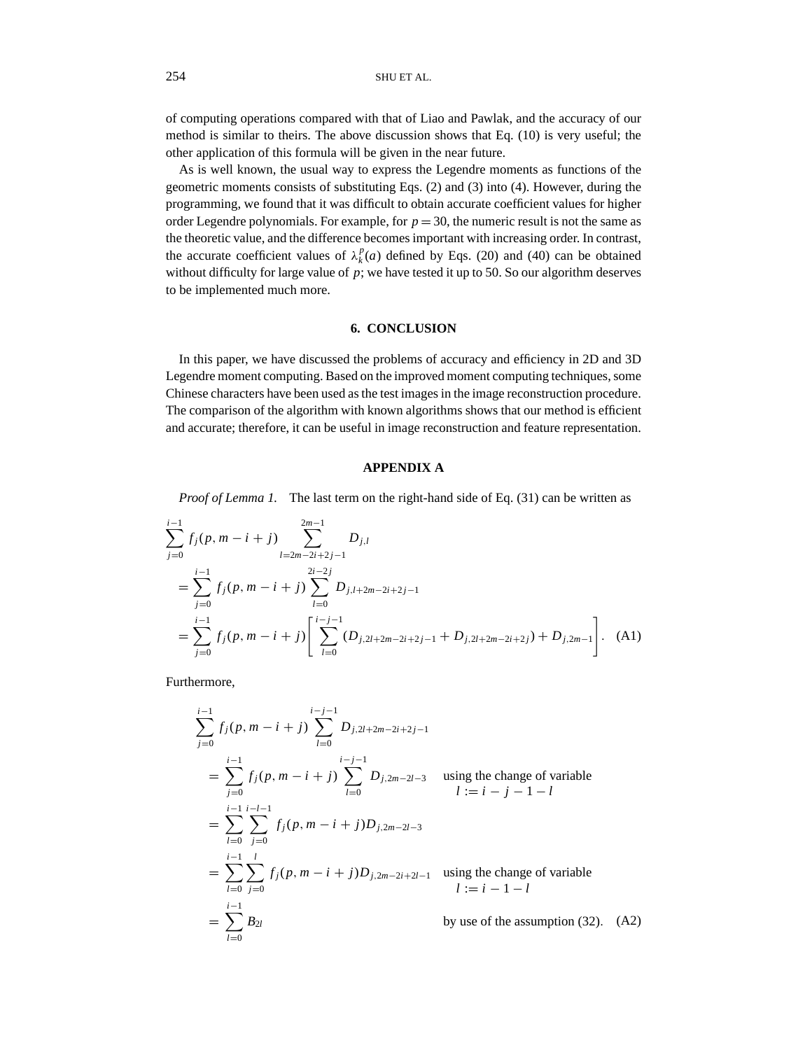of computing operations compared with that of Liao and Pawlak, and the accuracy of our method is similar to theirs. The above discussion shows that Eq. (10) is very useful; the other application of this formula will be given in the near future.

As is well known, the usual way to express the Legendre moments as functions of the geometric moments consists of substituting Eqs. (2) and (3) into (4). However, during the programming, we found that it was difficult to obtain accurate coefficient values for higher order Legendre polynomials. For example, for $p = 30$, the numeric result is not the same as the theoretic value, and the difference becomes important with increasing order. In contrast, the accurate coefficient values of $\lambda_k^p(a)$ defined by Eqs. (20) and (40) can be obtained without difficulty for large value of $p$; we have tested it up to 50. So our algorithm deserves to be implemented much more.

## 6. CONCLUSION

In this paper, we have discussed the problems of accuracy and efficiency in 2D and 3D Legendre moment computing. Based on the improved moment computing techniques, some Chinese characters have been used as the test images in the image reconstruction procedure. The comparison of the algorithm with known algorithms shows that our method is efficient and accurate; therefore, it can be useful in image reconstruction and feature representation.

## APPENDIX A

*Proof of Lemma 1.* The last term on the right-hand side of Eq. (31) can be written as

$$
\begin{aligned}
&\sum_{j=0}^{i-1} f_j(p, m-i+j) \sum_{l=2m-2i+2j-1}^{2m-1} D_{j,l} \\
&\quad = \sum_{j=0}^{i-1} f_j(p, m-i+j) \sum_{l=0}^{2i-2j} D_{j,l+2m-2i+2j-1} \\
&\quad = \sum_{j=0}^{i-1} f_j(p, m-i+j) \left[ \sum_{l=0}^{i-j-1} (D_{j,2l+2m-2i+2j-1} + D_{j,2l+2m-2i+2j}) + D_{j,2m-1} \right]. \quad \text{(A1)}
\end{aligned}
$$

Furthermore,

$$
\begin{aligned}
&\sum_{j=0}^{i-1} f_j(p, m-i+j) \sum_{l=0}^{i-j-1} D_{j,2l+2m-2i+2j-1} \\
&\quad = \sum_{j=0}^{i-1} f_j(p, m-i+j) \sum_{l=0}^{i-j-1} D_{j,2m-2l-3} \quad \text{using the change of variable } l := i-j-1-l \\
&\quad = \sum_{l=0}^{i-1} \sum_{j=0}^{i-l-1} f_j(p, m-i+j) D_{j,2m-2l-3} \\
&\quad = \sum_{l=0}^{i-1} \sum_{j=0}^{l} f_j(p, m-i+j) D_{j,2m-2i+2l-1} \quad \text{using the change of variable } l := i-1-l \\
&\quad = \sum_{l=0}^{i-1} B_{2l} \quad \text{by use of the assumption (32).} \quad \text{(A2)}
\end{aligned}
$$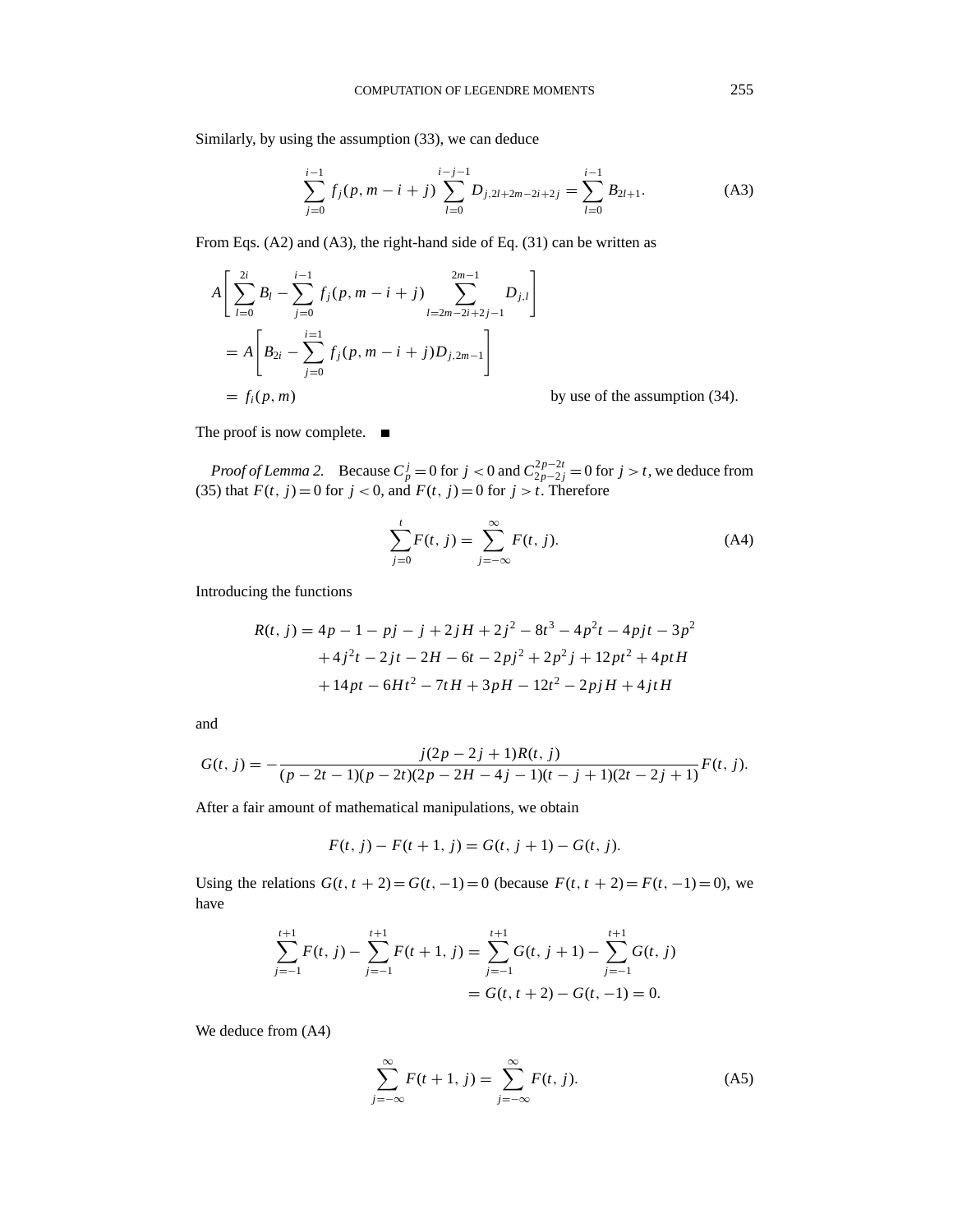Similarly, by using the assumption (33), we can deduce

$$\sum_{j=0}^{i-1} f_j(p, m-i+j) \sum_{l=0}^{i-j-1} D_{j,2l+2m-2i+2j} = \sum_{l=0}^{i-1} B_{2l+1}. \tag{A3}$$

From Eqs. (A2) and (A3), the right-hand side of Eq. (31) can be written as

$$\begin{aligned}
&A\left[\sum_{l=0}^{2i} B_l - \sum_{j=0}^{i-1} f_j(p, m-i+j) \sum_{l=2m-2i+2j-1}^{2m-1} D_{j,l}\right] \\
&= A\left[B_{2i} - \sum_{j=0}^{i=1} f_j(p, m-i+j) D_{j,2m-1}\right] \\
&= f_i(p, m) \qquad\qquad \text{by use of the assumption (34).}
\end{aligned}$$

The proof is now complete. ■

*Proof of Lemma 2.* Because $C_p^j = 0$ for $j < 0$ and $C_{2p-2j}^{2p-2t} = 0$ for $j > t$, we deduce from (35) that $F(t, j) = 0$ for $j < 0$, and $F(t, j) = 0$ for $j > t$. Therefore

$$\sum_{j=0}^{t} F(t, j) = \sum_{j=-\infty}^{\infty} F(t, j). \tag{A4}$$

Introducing the functions

$$\begin{aligned}
R(t, j) = {} & 4p - 1 - pj - j + 2jH + 2j^2 - 8t^3 - 4p^2t - 4pjt - 3p^2 \\
& + 4j^2t - 2jt - 2H - 6t - 2pj^2 + 2p^2j + 12pt^2 + 4ptH \\
& + 14pt - 6Ht^2 - 7tH + 3pH - 12t^2 - 2pjH + 4jtH
\end{aligned}$$

and

$$G(t, j) = -\frac{j(2p - 2j + 1)R(t, j)}{(p - 2t - 1)(p - 2t)(2p - 2H - 4j - 1)(t - j + 1)(2t - 2j + 1)} F(t, j).$$

After a fair amount of mathematical manipulations, we obtain

$$F(t, j) - F(t+1, j) = G(t, j+1) - G(t, j).$$

Using the relations $G(t, t+2) = G(t, -1) = 0$ (because $F(t, t+2) = F(t, -1) = 0$), we have

$$\begin{aligned}
\sum_{j=-1}^{t+1} F(t, j) - \sum_{j=-1}^{t+1} F(t+1, j) &= \sum_{j=-1}^{t+1} G(t, j+1) - \sum_{j=-1}^{t+1} G(t, j) \\
&= G(t, t+2) - G(t, -1) = 0.
\end{aligned}$$

We deduce from (A4)

$$\sum_{j=-\infty}^{\infty} F(t+1, j) = \sum_{j=-\infty}^{\infty} F(t, j). \tag{A5}$$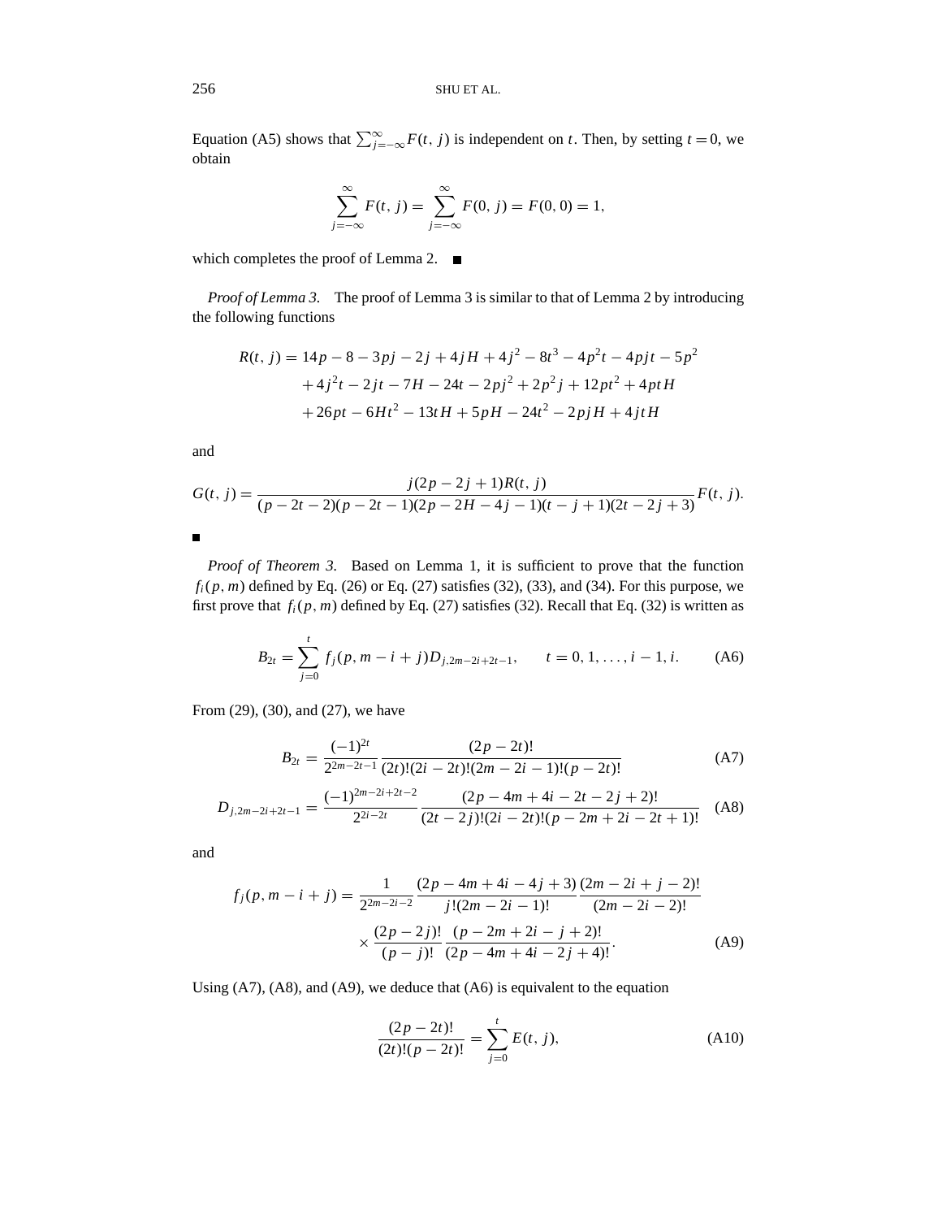Equation (A5) shows that $\sum_{j=-\infty}^{\infty} F(t, j)$ is independent on $t$. Then, by setting $t = 0$, we obtain

$$\sum_{j=-\infty}^{\infty} F(t, j) = \sum_{j=-\infty}^{\infty} F(0, j) = F(0, 0) = 1,$$

which completes the proof of Lemma 2. ■

*Proof of Lemma 3.* The proof of Lemma 3 is similar to that of Lemma 2 by introducing the following functions

$$\begin{aligned} R(t, j) = {} & 14p - 8 - 3pj - 2j + 4jH + 4j^2 - 8t^3 - 4p^2t - 4pjt - 5p^2 \\ & + 4j^2t - 2jt - 7H - 24t - 2pj^2 + 2p^2j + 12pt^2 + 4ptH \\ & + 26pt - 6Ht^2 - 13tH + 5pH - 24t^2 - 2pjH + 4jtH \end{aligned}$$

and

$$G(t, j) = \frac{j(2p - 2j + 1)R(t, j)}{(p - 2t - 2)(p - 2t - 1)(2p - 2H - 4j - 1)(t - j + 1)(2t - 2j + 3)} F(t, j).$$

■

*Proof of Theorem 3.* Based on Lemma 1, it is sufficient to prove that the function $f_i(p, m)$ defined by Eq. (26) or Eq. (27) satisfies (32), (33), and (34). For this purpose, we first prove that $f_i(p, m)$ defined by Eq. (27) satisfies (32). Recall that Eq. (32) is written as

$$B_{2t} = \sum_{j=0}^{t} f_j(p, m - i + j) D_{j,2m-2i+2t-1}, \qquad t = 0, 1, \ldots, i - 1, i. \tag{A6}$$

From (29), (30), and (27), we have

$$B_{2t} = \frac{(-1)^{2t}}{2^{2m-2t-1}} \frac{(2p - 2t)!}{(2t)!(2i - 2t)!(2m - 2i - 1)!(p - 2t)!} \tag{A7}$$

$$D_{j,2m-2i+2t-1} = \frac{(-1)^{2m-2i+2t-2}}{2^{2i-2t}} \frac{(2p - 4m + 4i - 2t - 2j + 2)!}{(2t - 2j)!(2i - 2t)!(p - 2m + 2i - 2t + 1)!} \tag{A8}$$

and

$$\begin{aligned} f_j(p, m - i + j) = {} & \frac{1}{2^{2m-2i-2}} \frac{(2p - 4m + 4i - 4j + 3)}{j!(2m - 2i - 1)!} \frac{(2m - 2i + j - 2)!}{(2m - 2i - 2)!} \\ & \times \frac{(2p - 2j)!}{(p - j)!} \frac{(p - 2m + 2i - j + 2)!}{(2p - 4m + 4i - 2j + 4)!}. \end{aligned} \tag{A9}$$

Using (A7), (A8), and (A9), we deduce that (A6) is equivalent to the equation

$$\frac{(2p - 2t)!}{(2t)!(p - 2t)!} = \sum_{j=0}^{t} E(t, j), \tag{A10}$$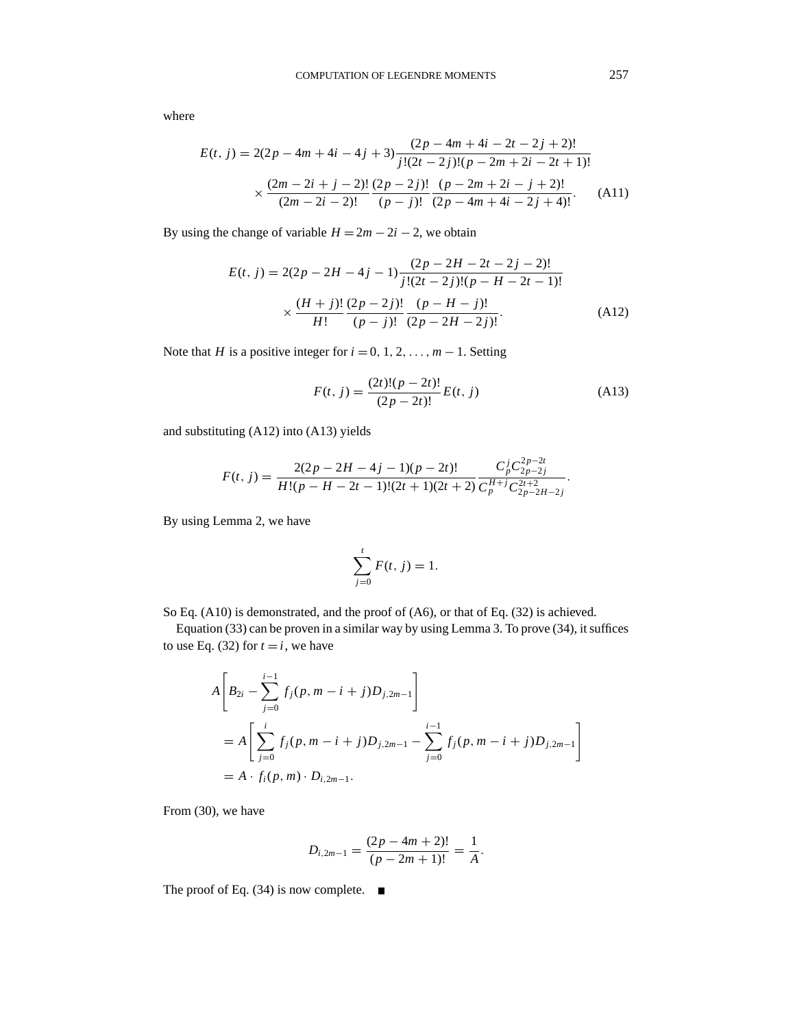where

$$E(t, j) = 2(2p - 4m + 4i - 4j + 3)\frac{(2p - 4m + 4i - 2t - 2j + 2)!}{j!(2t - 2j)!(p - 2m + 2i - 2t + 1)!} \times \frac{(2m - 2i + j - 2)!}{(2m - 2i - 2)!}\frac{(2p - 2j)!}{(p - j)!}\frac{(p - 2m + 2i - j + 2)!}{(2p - 4m + 4i - 2j + 4)!}. \tag{A11}$$

By using the change of variable $H = 2m - 2i - 2$, we obtain

$$E(t, j) = 2(2p - 2H - 4j - 1)\frac{(2p - 2H - 2t - 2j - 2)!}{j!(2t - 2j)!(p - H - 2t - 1)!} \times \frac{(H + j)!}{H!}\frac{(2p - 2j)!}{(p - j)!}\frac{(p - H - j)!}{(2p - 2H - 2j)!}. \tag{A12}$$

Note that $H$ is a positive integer for $i = 0, 1, 2, \ldots, m - 1$. Setting

$$F(t, j) = \frac{(2t)!(p - 2t)!}{(2p - 2t)!}E(t, j) \tag{A13}$$

and substituting (A12) into (A13) yields

$$F(t, j) = \frac{2(2p - 2H - 4j - 1)(p - 2t)!}{H!(p - H - 2t - 1)!(2t + 1)(2t + 2)}\frac{C_p^j C_{2p-2j}^{2p-2t}}{C_p^{H+j} C_{2p-2H-2j}^{2t+2}}.$$

By using Lemma 2, we have

$$\sum_{j=0}^{t} F(t, j) = 1.$$

So Eq. (A10) is demonstrated, and the proof of (A6), or that of Eq. (32) is achieved.

Equation (33) can be proven in a similar way by using Lemma 3. To prove (34), it suffices to use Eq. (32) for $t = i$, we have

$$\begin{aligned}
&A\left[B_{2i} - \sum_{j=0}^{i-1} f_j(p, m - i + j)D_{j,2m-1}\right] \\
&= A\left[\sum_{j=0}^{i} f_j(p, m - i + j)D_{j,2m-1} - \sum_{j=0}^{i-1} f_j(p, m - i + j)D_{j,2m-1}\right] \\
&= A \cdot f_i(p, m) \cdot D_{i,2m-1}.
\end{aligned}$$

From (30), we have

$$D_{i,2m-1} = \frac{(2p - 4m + 2)!}{(p - 2m + 1)!} = \frac{1}{A}.$$

The proof of Eq. (34) is now complete. ■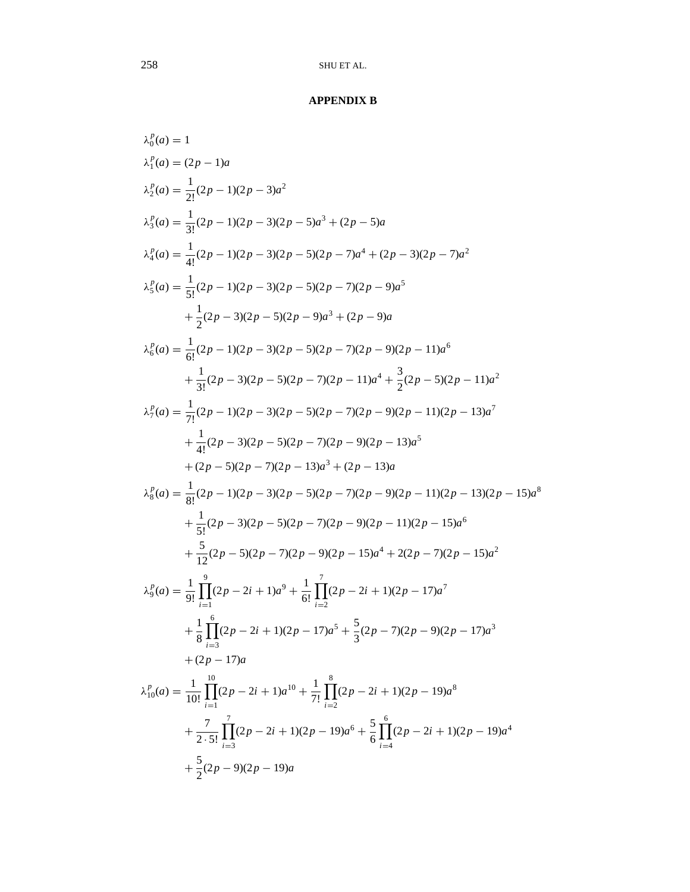## APPENDIX B

$$\lambda_0^p(a) = 1$$

$$\lambda_1^p(a) = (2p-1)a$$

$$\lambda_2^p(a) = \frac{1}{2!}(2p-1)(2p-3)a^2$$

$$\lambda_3^p(a) = \frac{1}{3!}(2p-1)(2p-3)(2p-5)a^3 + (2p-5)a$$

$$\lambda_4^p(a) = \frac{1}{4!}(2p-1)(2p-3)(2p-5)(2p-7)a^4 + (2p-3)(2p-7)a^2$$

$$\begin{aligned}
\lambda_5^p(a) = {} & \frac{1}{5!}(2p-1)(2p-3)(2p-5)(2p-7)(2p-9)a^5 \\
& + \frac{1}{2}(2p-3)(2p-5)(2p-9)a^3 + (2p-9)a
\end{aligned}$$

$$\begin{aligned}
\lambda_6^p(a) = {} & \frac{1}{6!}(2p-1)(2p-3)(2p-5)(2p-7)(2p-9)(2p-11)a^6 \\
& + \frac{1}{3!}(2p-3)(2p-5)(2p-7)(2p-11)a^4 + \frac{3}{2}(2p-5)(2p-11)a^2
\end{aligned}$$

$$\begin{aligned}
\lambda_7^p(a) = {} & \frac{1}{7!}(2p-1)(2p-3)(2p-5)(2p-7)(2p-9)(2p-11)(2p-13)a^7 \\
& + \frac{1}{4!}(2p-3)(2p-5)(2p-7)(2p-9)(2p-13)a^5 \\
& + (2p-5)(2p-7)(2p-13)a^3 + (2p-13)a
\end{aligned}$$

$$\begin{aligned}
\lambda_8^p(a) = {} & \frac{1}{8!}(2p-1)(2p-3)(2p-5)(2p-7)(2p-9)(2p-11)(2p-13)(2p-15)a^8 \\
& + \frac{1}{5!}(2p-3)(2p-5)(2p-7)(2p-9)(2p-11)(2p-15)a^6 \\
& + \frac{5}{12}(2p-5)(2p-7)(2p-9)(2p-15)a^4 + 2(2p-7)(2p-15)a^2
\end{aligned}$$

$$\begin{aligned}
\lambda_9^p(a) = {} & \frac{1}{9!}\prod_{i=1}^{9}(2p-2i+1)a^9 + \frac{1}{6!}\prod_{i=2}^{7}(2p-2i+1)(2p-17)a^7 \\
& + \frac{1}{8}\prod_{i=3}^{6}(2p-2i+1)(2p-17)a^5 + \frac{5}{3}(2p-7)(2p-9)(2p-17)a^3 \\
& + (2p-17)a
\end{aligned}$$

$$\begin{aligned}
\lambda_{10}^p(a) = {} & \frac{1}{10!}\prod_{i=1}^{10}(2p-2i+1)a^{10} + \frac{1}{7!}\prod_{i=2}^{8}(2p-2i+1)(2p-19)a^8 \\
& + \frac{7}{2\cdot 5!}\prod_{i=3}^{7}(2p-2i+1)(2p-19)a^6 + \frac{5}{6}\prod_{i=4}^{6}(2p-2i+1)(2p-19)a^4 \\
& + \frac{5}{2}(2p-9)(2p-19)a
\end{aligned}$$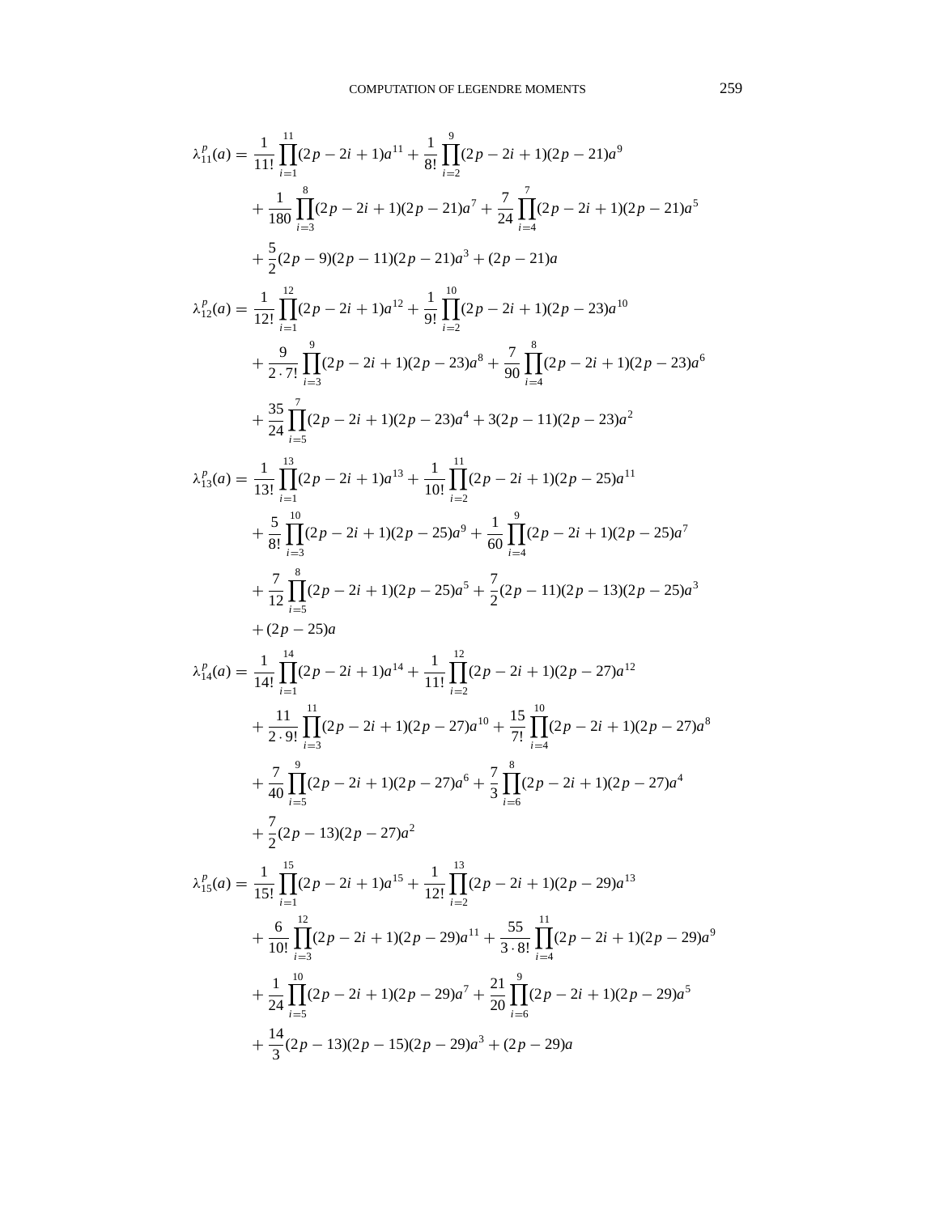$$\lambda_{11}^{p}(a) = \frac{1}{11!}\prod_{i=1}^{11}(2p-2i+1)a^{11} + \frac{1}{8!}\prod_{i=2}^{9}(2p-2i+1)(2p-21)a^{9} + \frac{1}{180}\prod_{i=3}^{8}(2p-2i+1)(2p-21)a^{7} + \frac{7}{24}\prod_{i=4}^{7}(2p-2i+1)(2p-21)a^{5} + \frac{5}{2}(2p-9)(2p-11)(2p-21)a^{3} + (2p-21)a$$

$$\lambda_{12}^{p}(a) = \frac{1}{12!}\prod_{i=1}^{12}(2p-2i+1)a^{12} + \frac{1}{9!}\prod_{i=2}^{10}(2p-2i+1)(2p-23)a^{10} + \frac{9}{2\cdot 7!}\prod_{i=3}^{9}(2p-2i+1)(2p-23)a^{8} + \frac{7}{90}\prod_{i=4}^{8}(2p-2i+1)(2p-23)a^{6} + \frac{35}{24}\prod_{i=5}^{7}(2p-2i+1)(2p-23)a^{4} + 3(2p-11)(2p-23)a^{2}$$

$$\lambda_{13}^{p}(a) = \frac{1}{13!}\prod_{i=1}^{13}(2p-2i+1)a^{13} + \frac{1}{10!}\prod_{i=2}^{11}(2p-2i+1)(2p-25)a^{11} + \frac{5}{8!}\prod_{i=3}^{10}(2p-2i+1)(2p-25)a^{9} + \frac{1}{60}\prod_{i=4}^{9}(2p-2i+1)(2p-25)a^{7} + \frac{7}{12}\prod_{i=5}^{8}(2p-2i+1)(2p-25)a^{5} + \frac{7}{2}(2p-11)(2p-13)(2p-25)a^{3} + (2p-25)a$$

$$\lambda_{14}^{p}(a) = \frac{1}{14!}\prod_{i=1}^{14}(2p-2i+1)a^{14} + \frac{1}{11!}\prod_{i=2}^{12}(2p-2i+1)(2p-27)a^{12} + \frac{11}{2\cdot 9!}\prod_{i=3}^{11}(2p-2i+1)(2p-27)a^{10} + \frac{15}{7!}\prod_{i=4}^{10}(2p-2i+1)(2p-27)a^{8} + \frac{7}{40}\prod_{i=5}^{9}(2p-2i+1)(2p-27)a^{6} + \frac{7}{3}\prod_{i=6}^{8}(2p-2i+1)(2p-27)a^{4} + \frac{7}{2}(2p-13)(2p-27)a^{2}$$

$$\lambda_{15}^{p}(a) = \frac{1}{15!}\prod_{i=1}^{15}(2p-2i+1)a^{15} + \frac{1}{12!}\prod_{i=2}^{13}(2p-2i+1)(2p-29)a^{13} + \frac{6}{10!}\prod_{i=3}^{12}(2p-2i+1)(2p-29)a^{11} + \frac{55}{3\cdot 8!}\prod_{i=4}^{11}(2p-2i+1)(2p-29)a^{9} + \frac{1}{24}\prod_{i=5}^{10}(2p-2i+1)(2p-29)a^{7} + \frac{21}{20}\prod_{i=6}^{9}(2p-2i+1)(2p-29)a^{5} + \frac{14}{3}(2p-13)(2p-15)(2p-29)a^{3} + (2p-29)a$$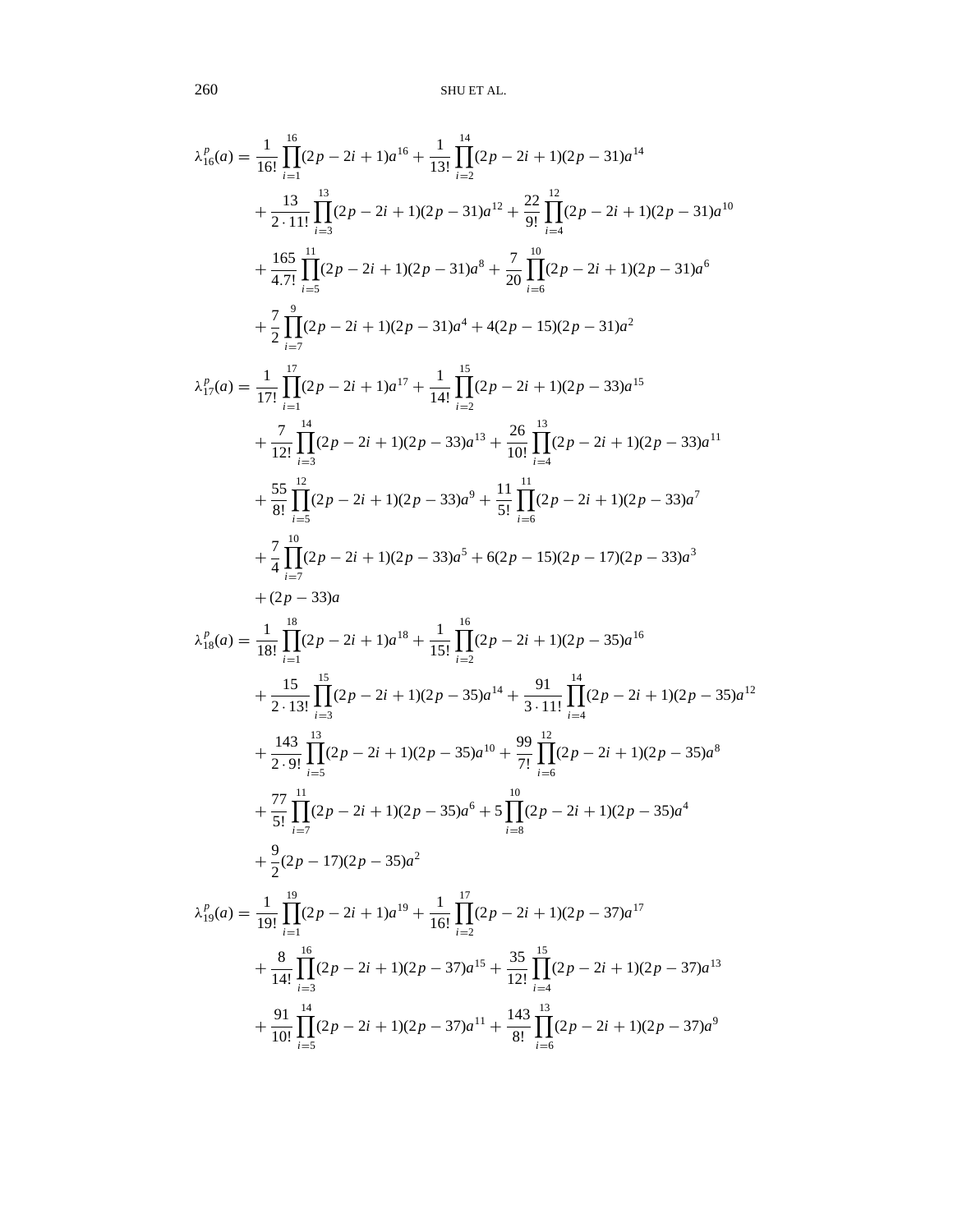$$
\begin{aligned}
\lambda_{16}^{p}(a) = {} & \frac{1}{16!}\prod_{i=1}^{16}(2p-2i+1)a^{16} + \frac{1}{13!}\prod_{i=2}^{14}(2p-2i+1)(2p-31)a^{14} \\
& + \frac{13}{2\cdot 11!}\prod_{i=3}^{13}(2p-2i+1)(2p-31)a^{12} + \frac{22}{9!}\prod_{i=4}^{12}(2p-2i+1)(2p-31)a^{10} \\
& + \frac{165}{4.7!}\prod_{i=5}^{11}(2p-2i+1)(2p-31)a^{8} + \frac{7}{20}\prod_{i=6}^{10}(2p-2i+1)(2p-31)a^{6} \\
& + \frac{7}{2}\prod_{i=7}^{9}(2p-2i+1)(2p-31)a^{4} + 4(2p-15)(2p-31)a^{2}
\end{aligned}
$$

$$
\begin{aligned}
\lambda_{17}^{p}(a) = {} & \frac{1}{17!}\prod_{i=1}^{17}(2p-2i+1)a^{17} + \frac{1}{14!}\prod_{i=2}^{15}(2p-2i+1)(2p-33)a^{15} \\
& + \frac{7}{12!}\prod_{i=3}^{14}(2p-2i+1)(2p-33)a^{13} + \frac{26}{10!}\prod_{i=4}^{13}(2p-2i+1)(2p-33)a^{11} \\
& + \frac{55}{8!}\prod_{i=5}^{12}(2p-2i+1)(2p-33)a^{9} + \frac{11}{5!}\prod_{i=6}^{11}(2p-2i+1)(2p-33)a^{7} \\
& + \frac{7}{4}\prod_{i=7}^{10}(2p-2i+1)(2p-33)a^{5} + 6(2p-15)(2p-17)(2p-33)a^{3} \\
& + (2p-33)a
\end{aligned}
$$

$$
\begin{aligned}
\lambda_{18}^{p}(a) = {} & \frac{1}{18!}\prod_{i=1}^{18}(2p-2i+1)a^{18} + \frac{1}{15!}\prod_{i=2}^{16}(2p-2i+1)(2p-35)a^{16} \\
& + \frac{15}{2\cdot 13!}\prod_{i=3}^{15}(2p-2i+1)(2p-35)a^{14} + \frac{91}{3\cdot 11!}\prod_{i=4}^{14}(2p-2i+1)(2p-35)a^{12} \\
& + \frac{143}{2\cdot 9!}\prod_{i=5}^{13}(2p-2i+1)(2p-35)a^{10} + \frac{99}{7!}\prod_{i=6}^{12}(2p-2i+1)(2p-35)a^{8} \\
& + \frac{77}{5!}\prod_{i=7}^{11}(2p-2i+1)(2p-35)a^{6} + 5\prod_{i=8}^{10}(2p-2i+1)(2p-35)a^{4} \\
& + \frac{9}{2}(2p-17)(2p-35)a^{2}
\end{aligned}
$$

$$
\begin{aligned}
\lambda_{19}^{p}(a) = {} & \frac{1}{19!}\prod_{i=1}^{19}(2p-2i+1)a^{19} + \frac{1}{16!}\prod_{i=2}^{17}(2p-2i+1)(2p-37)a^{17} \\
& + \frac{8}{14!}\prod_{i=3}^{16}(2p-2i+1)(2p-37)a^{15} + \frac{35}{12!}\prod_{i=4}^{15}(2p-2i+1)(2p-37)a^{13} \\
& + \frac{91}{10!}\prod_{i=5}^{14}(2p-2i+1)(2p-37)a^{11} + \frac{143}{8!}\prod_{i=6}^{13}(2p-2i+1)(2p-37)a^{9}
\end{aligned}
$$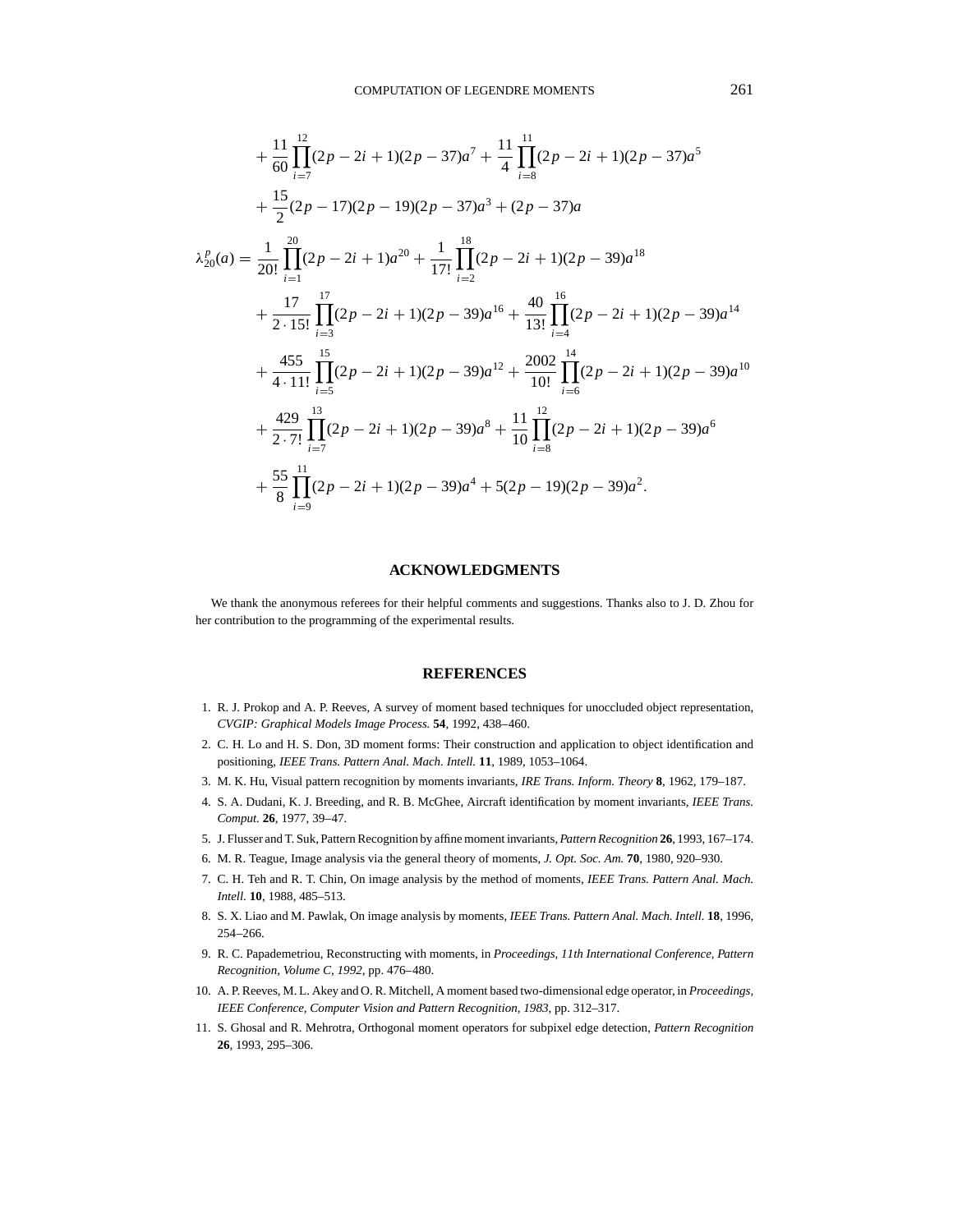$$+ \frac{11}{60} \prod_{i=7}^{12} (2p - 2i + 1)(2p - 37)a^7 + \frac{11}{4} \prod_{i=8}^{11} (2p - 2i + 1)(2p - 37)a^5$$

$$+ \frac{15}{2}(2p - 17)(2p - 19)(2p - 37)a^3 + (2p - 37)a$$

$$\lambda_{20}^p(a) = \frac{1}{20!} \prod_{i=1}^{20} (2p - 2i + 1)a^{20} + \frac{1}{17!} \prod_{i=2}^{18} (2p - 2i + 1)(2p - 39)a^{18}$$

$$+ \frac{17}{2 \cdot 15!} \prod_{i=3}^{17} (2p - 2i + 1)(2p - 39)a^{16} + \frac{40}{13!} \prod_{i=4}^{16} (2p - 2i + 1)(2p - 39)a^{14}$$

$$+ \frac{455}{4 \cdot 11!} \prod_{i=5}^{15} (2p - 2i + 1)(2p - 39)a^{12} + \frac{2002}{10!} \prod_{i=6}^{14} (2p - 2i + 1)(2p - 39)a^{10}$$

$$+ \frac{429}{2 \cdot 7!} \prod_{i=7}^{13} (2p - 2i + 1)(2p - 39)a^8 + \frac{11}{10} \prod_{i=8}^{12} (2p - 2i + 1)(2p - 39)a^6$$

$$+ \frac{55}{8} \prod_{i=9}^{11} (2p - 2i + 1)(2p - 39)a^4 + 5(2p - 19)(2p - 39)a^2.$$

## ACKNOWLEDGMENTS

We thank the anonymous referees for their helpful comments and suggestions. Thanks also to J. D. Zhou for her contribution to the programming of the experimental results.

## REFERENCES

1. R. J. Prokop and A. P. Reeves, A survey of moment based techniques for unoccluded object representation, *CVGIP: Graphical Models Image Process.* **54**, 1992, 438–460.
2. C. H. Lo and H. S. Don, 3D moment forms: Their construction and application to object identification and positioning, *IEEE Trans. Pattern Anal. Mach. Intell.* **11**, 1989, 1053–1064.
3. M. K. Hu, Visual pattern recognition by moments invariants, *IRE Trans. Inform. Theory* **8**, 1962, 179–187.
4. S. A. Dudani, K. J. Breeding, and R. B. McGhee, Aircraft identification by moment invariants, *IEEE Trans. Comput.* **26**, 1977, 39–47.
5. J. Flusser and T. Suk, Pattern Recognition by affine moment invariants, *Pattern Recognition* **26**, 1993, 167–174.
6. M. R. Teague, Image analysis via the general theory of moments, *J. Opt. Soc. Am.* **70**, 1980, 920–930.
7. C. H. Teh and R. T. Chin, On image analysis by the method of moments, *IEEE Trans. Pattern Anal. Mach. Intell.* **10**, 1988, 485–513.
8. S. X. Liao and M. Pawlak, On image analysis by moments, *IEEE Trans. Pattern Anal. Mach. Intell.* **18**, 1996, 254–266.
9. R. C. Papademetriou, Reconstructing with moments, in *Proceedings, 11th International Conference, Pattern Recognition, Volume C, 1992*, pp. 476–480.
10. A. P. Reeves, M. L. Akey and O. R. Mitchell, A moment based two-dimensional edge operator, in *Proceedings, IEEE Conference, Computer Vision and Pattern Recognition, 1983*, pp. 312–317.
11. S. Ghosal and R. Mehrotra, Orthogonal moment operators for subpixel edge detection, *Pattern Recognition* **26**, 1993, 295–306.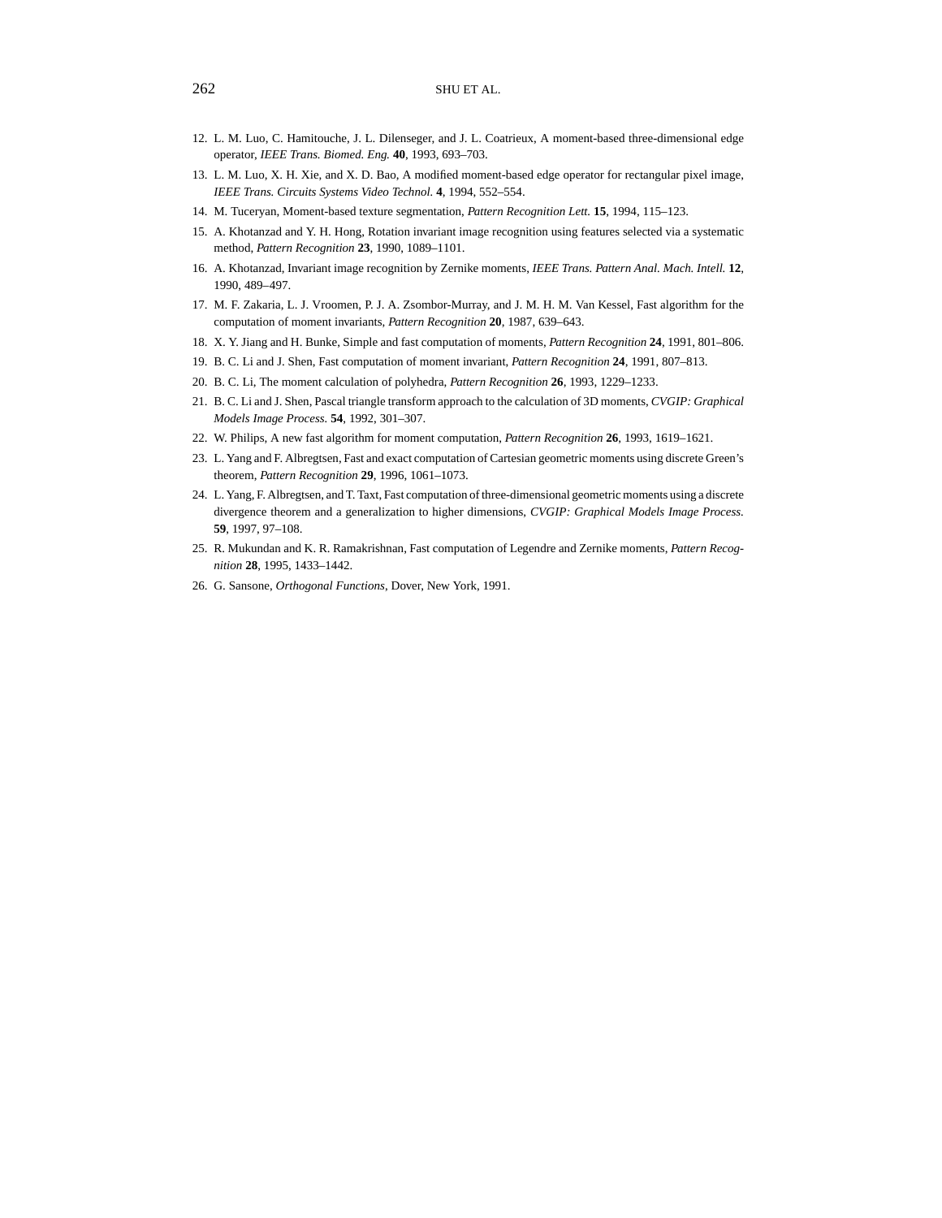12. L. M. Luo, C. Hamitouche, J. L. Dilenseger, and J. L. Coatrieux, A moment-based three-dimensional edge operator, *IEEE Trans. Biomed. Eng.* **40**, 1993, 693–703.
13. L. M. Luo, X. H. Xie, and X. D. Bao, A modified moment-based edge operator for rectangular pixel image, *IEEE Trans. Circuits Systems Video Technol.* **4**, 1994, 552–554.
14. M. Tuceryan, Moment-based texture segmentation, *Pattern Recognition Lett.* **15**, 1994, 115–123.
15. A. Khotanzad and Y. H. Hong, Rotation invariant image recognition using features selected via a systematic method, *Pattern Recognition* **23**, 1990, 1089–1101.
16. A. Khotanzad, Invariant image recognition by Zernike moments, *IEEE Trans. Pattern Anal. Mach. Intell.* **12**, 1990, 489–497.
17. M. F. Zakaria, L. J. Vroomen, P. J. A. Zsombor-Murray, and J. M. H. M. Van Kessel, Fast algorithm for the computation of moment invariants, *Pattern Recognition* **20**, 1987, 639–643.
18. X. Y. Jiang and H. Bunke, Simple and fast computation of moments, *Pattern Recognition* **24**, 1991, 801–806.
19. B. C. Li and J. Shen, Fast computation of moment invariant, *Pattern Recognition* **24**, 1991, 807–813.
20. B. C. Li, The moment calculation of polyhedra, *Pattern Recognition* **26**, 1993, 1229–1233.
21. B. C. Li and J. Shen, Pascal triangle transform approach to the calculation of 3D moments, *CVGIP: Graphical Models Image Process.* **54**, 1992, 301–307.
22. W. Philips, A new fast algorithm for moment computation, *Pattern Recognition* **26**, 1993, 1619–1621.
23. L. Yang and F. Albregtsen, Fast and exact computation of Cartesian geometric moments using discrete Green's theorem, *Pattern Recognition* **29**, 1996, 1061–1073.
24. L. Yang, F. Albregtsen, and T. Taxt, Fast computation of three-dimensional geometric moments using a discrete divergence theorem and a generalization to higher dimensions, *CVGIP: Graphical Models Image Process.* **59**, 1997, 97–108.
25. R. Mukundan and K. R. Ramakrishnan, Fast computation of Legendre and Zernike moments, *Pattern Recognition* **28**, 1995, 1433–1442.
26. G. Sansone, *Orthogonal Functions*, Dover, New York, 1991.